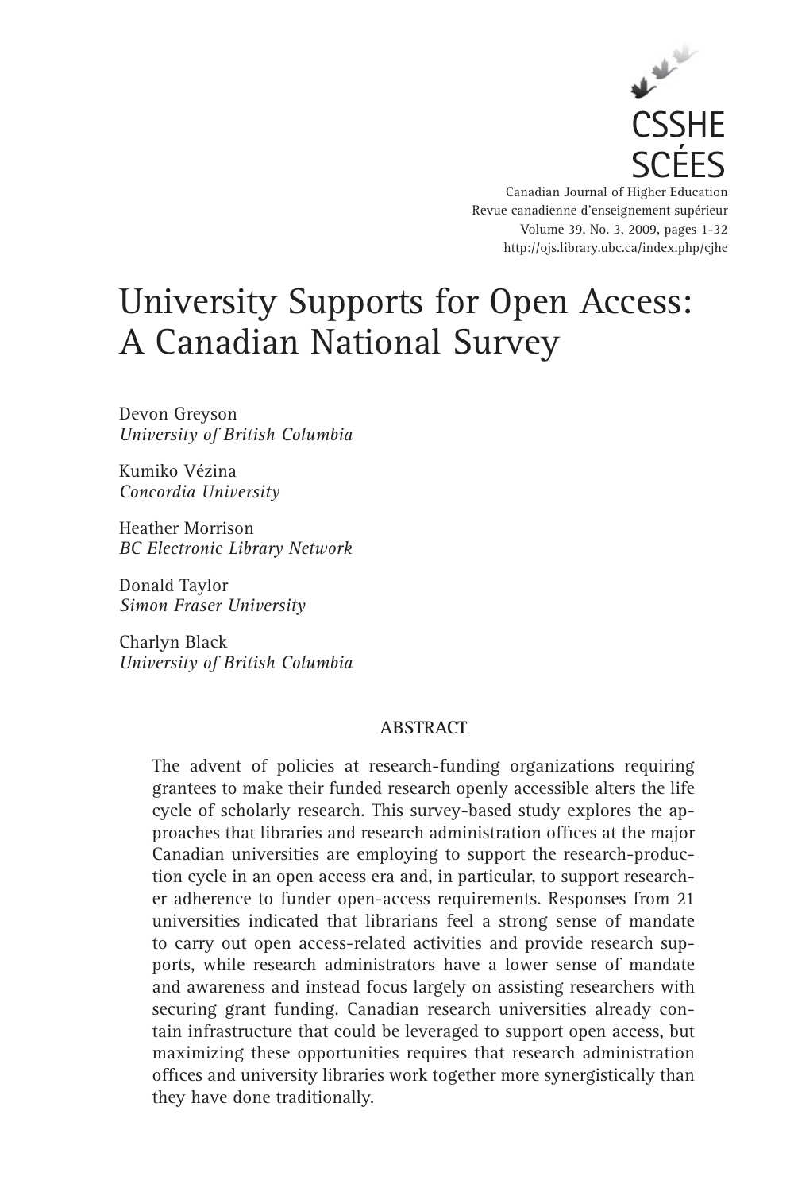CSSHE
SCÉES

Canadian Journal of Higher Education
Revue canadienne d'enseignement supérieur
Volume 39, No. 3, 2009, pages 1-32
http://ojs.library.ubc.ca/index.php/cjhe

# University Supports for Open Access: A Canadian National Survey

Devon Greyson
*University of British Columbia*

Kumiko Vézina
*Concordia University*

Heather Morrison
*BC Electronic Library Network*

Donald Taylor
*Simon Fraser University*

Charlyn Black
*University of British Columbia*

## ABSTRACT

The advent of policies at research-funding organizations requiring grantees to make their funded research openly accessible alters the life cycle of scholarly research. This survey-based study explores the approaches that libraries and research administration offices at the major Canadian universities are employing to support the research-production cycle in an open access era and, in particular, to support researcher adherence to funder open-access requirements. Responses from 21 universities indicated that librarians feel a strong sense of mandate to carry out open access-related activities and provide research supports, while research administrators have a lower sense of mandate and awareness and instead focus largely on assisting researchers with securing grant funding. Canadian research universities already contain infrastructure that could be leveraged to support open access, but maximizing these opportunities requires that research administration offices and university libraries work together more synergistically than they have done traditionally.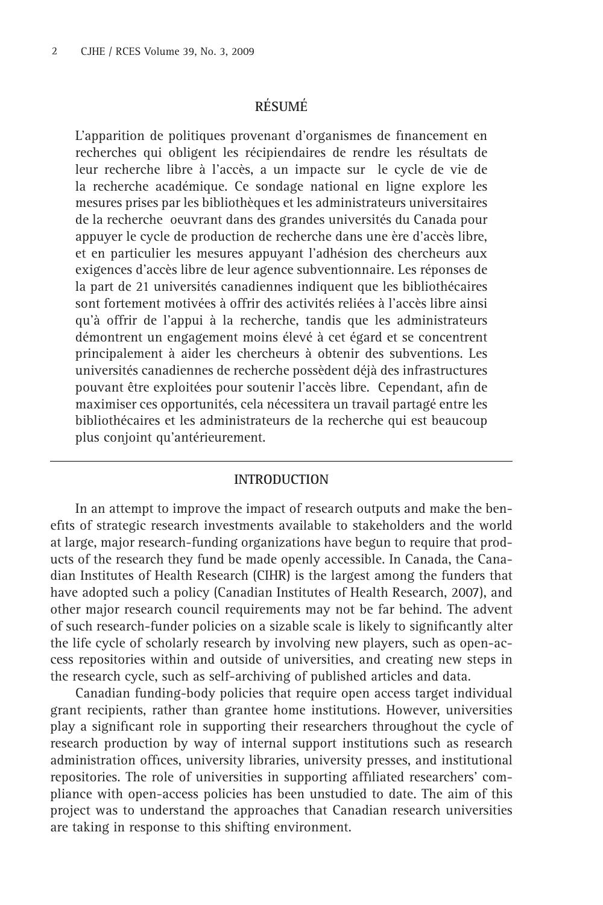## RÉSUMÉ

L'apparition de politiques provenant d'organismes de financement en recherches qui obligent les récipiendaires de rendre les résultats de leur recherche libre à l'accès, a un impacte sur le cycle de vie de la recherche académique. Ce sondage national en ligne explore les mesures prises par les bibliothèques et les administrateurs universitaires de la recherche oeuvrant dans des grandes universités du Canada pour appuyer le cycle de production de recherche dans une ère d'accès libre, et en particulier les mesures appuyant l'adhésion des chercheurs aux exigences d'accès libre de leur agence subventionnaire. Les réponses de la part de 21 universités canadiennes indiquent que les bibliothécaires sont fortement motivées à offrir des activités reliées à l'accès libre ainsi qu'à offrir de l'appui à la recherche, tandis que les administrateurs démontrent un engagement moins élevé à cet égard et se concentrent principalement à aider les chercheurs à obtenir des subventions. Les universités canadiennes de recherche possèdent déjà des infrastructures pouvant être exploitées pour soutenir l'accès libre. Cependant, afin de maximiser ces opportunités, cela nécessitera un travail partagé entre les bibliothécaires et les administrateurs de la recherche qui est beaucoup plus conjoint qu'antérieurement.

## INTRODUCTION

In an attempt to improve the impact of research outputs and make the benefits of strategic research investments available to stakeholders and the world at large, major research-funding organizations have begun to require that products of the research they fund be made openly accessible. In Canada, the Canadian Institutes of Health Research (CIHR) is the largest among the funders that have adopted such a policy (Canadian Institutes of Health Research, 2007), and other major research council requirements may not be far behind. The advent of such research-funder policies on a sizable scale is likely to significantly alter the life cycle of scholarly research by involving new players, such as open-access repositories within and outside of universities, and creating new steps in the research cycle, such as self-archiving of published articles and data.

Canadian funding-body policies that require open access target individual grant recipients, rather than grantee home institutions. However, universities play a significant role in supporting their researchers throughout the cycle of research production by way of internal support institutions such as research administration offices, university libraries, university presses, and institutional repositories. The role of universities in supporting affiliated researchers' compliance with open-access policies has been unstudied to date. The aim of this project was to understand the approaches that Canadian research universities are taking in response to this shifting environment.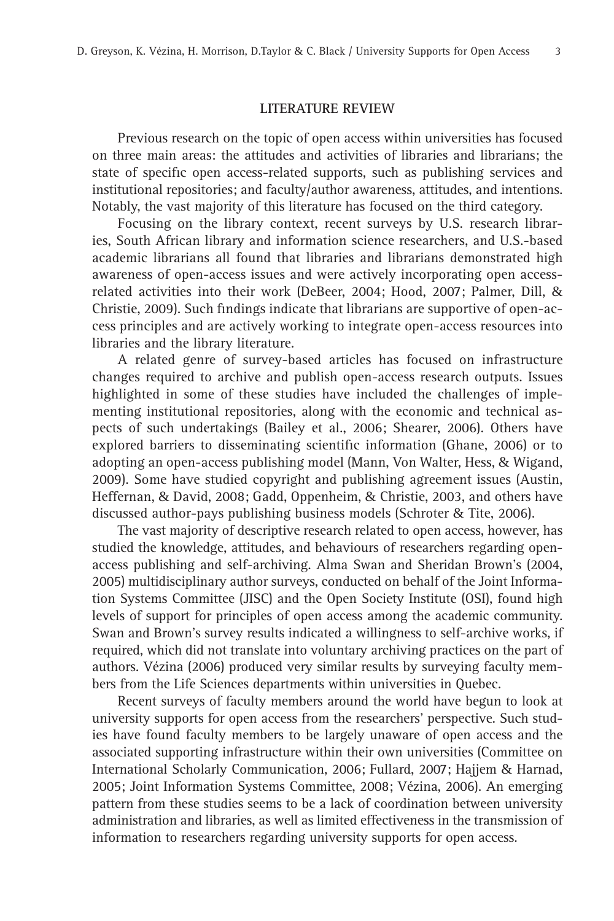## LITERATURE REVIEW

Previous research on the topic of open access within universities has focused on three main areas: the attitudes and activities of libraries and librarians; the state of specific open access-related supports, such as publishing services and institutional repositories; and faculty/author awareness, attitudes, and intentions. Notably, the vast majority of this literature has focused on the third category.

Focusing on the library context, recent surveys by U.S. research libraries, South African library and information science researchers, and U.S.-based academic librarians all found that libraries and librarians demonstrated high awareness of open-access issues and were actively incorporating open access-related activities into their work (DeBeer, 2004; Hood, 2007; Palmer, Dill, & Christie, 2009). Such findings indicate that librarians are supportive of open-access principles and are actively working to integrate open-access resources into libraries and the library literature.

A related genre of survey-based articles has focused on infrastructure changes required to archive and publish open-access research outputs. Issues highlighted in some of these studies have included the challenges of implementing institutional repositories, along with the economic and technical aspects of such undertakings (Bailey et al., 2006; Shearer, 2006). Others have explored barriers to disseminating scientific information (Ghane, 2006) or to adopting an open-access publishing model (Mann, Von Walter, Hess, & Wigand, 2009). Some have studied copyright and publishing agreement issues (Austin, Heffernan, & David, 2008; Gadd, Oppenheim, & Christie, 2003, and others have discussed author-pays publishing business models (Schroter & Tite, 2006).

The vast majority of descriptive research related to open access, however, has studied the knowledge, attitudes, and behaviours of researchers regarding open-access publishing and self-archiving. Alma Swan and Sheridan Brown's (2004, 2005) multidisciplinary author surveys, conducted on behalf of the Joint Information Systems Committee (JISC) and the Open Society Institute (OSI), found high levels of support for principles of open access among the academic community. Swan and Brown's survey results indicated a willingness to self-archive works, if required, which did not translate into voluntary archiving practices on the part of authors. Vézina (2006) produced very similar results by surveying faculty members from the Life Sciences departments within universities in Quebec.

Recent surveys of faculty members around the world have begun to look at university supports for open access from the researchers' perspective. Such studies have found faculty members to be largely unaware of open access and the associated supporting infrastructure within their own universities (Committee on International Scholarly Communication, 2006; Fullard, 2007; Hajjem & Harnad, 2005; Joint Information Systems Committee, 2008; Vézina, 2006). An emerging pattern from these studies seems to be a lack of coordination between university administration and libraries, as well as limited effectiveness in the transmission of information to researchers regarding university supports for open access.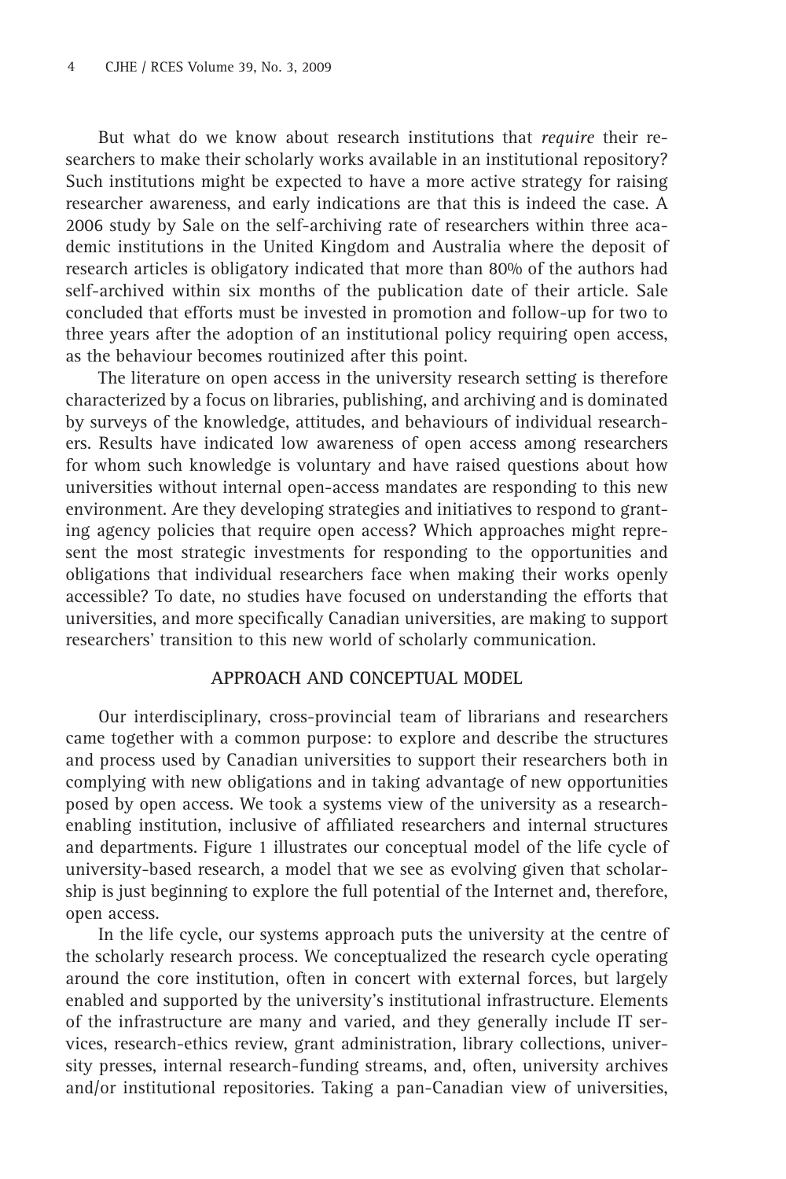But what do we know about research institutions that *require* their researchers to make their scholarly works available in an institutional repository? Such institutions might be expected to have a more active strategy for raising researcher awareness, and early indications are that this is indeed the case. A 2006 study by Sale on the self-archiving rate of researchers within three academic institutions in the United Kingdom and Australia where the deposit of research articles is obligatory indicated that more than 80% of the authors had self-archived within six months of the publication date of their article. Sale concluded that efforts must be invested in promotion and follow-up for two to three years after the adoption of an institutional policy requiring open access, as the behaviour becomes routinized after this point.

The literature on open access in the university research setting is therefore characterized by a focus on libraries, publishing, and archiving and is dominated by surveys of the knowledge, attitudes, and behaviours of individual researchers. Results have indicated low awareness of open access among researchers for whom such knowledge is voluntary and have raised questions about how universities without internal open-access mandates are responding to this new environment. Are they developing strategies and initiatives to respond to granting agency policies that require open access? Which approaches might represent the most strategic investments for responding to the opportunities and obligations that individual researchers face when making their works openly accessible? To date, no studies have focused on understanding the efforts that universities, and more specifically Canadian universities, are making to support researchers' transition to this new world of scholarly communication.

## APPROACH AND CONCEPTUAL MODEL

Our interdisciplinary, cross-provincial team of librarians and researchers came together with a common purpose: to explore and describe the structures and process used by Canadian universities to support their researchers both in complying with new obligations and in taking advantage of new opportunities posed by open access. We took a systems view of the university as a research-enabling institution, inclusive of affiliated researchers and internal structures and departments. Figure 1 illustrates our conceptual model of the life cycle of university-based research, a model that we see as evolving given that scholarship is just beginning to explore the full potential of the Internet and, therefore, open access.

In the life cycle, our systems approach puts the university at the centre of the scholarly research process. We conceptualized the research cycle operating around the core institution, often in concert with external forces, but largely enabled and supported by the university's institutional infrastructure. Elements of the infrastructure are many and varied, and they generally include IT services, research-ethics review, grant administration, library collections, university presses, internal research-funding streams, and, often, university archives and/or institutional repositories. Taking a pan-Canadian view of universities,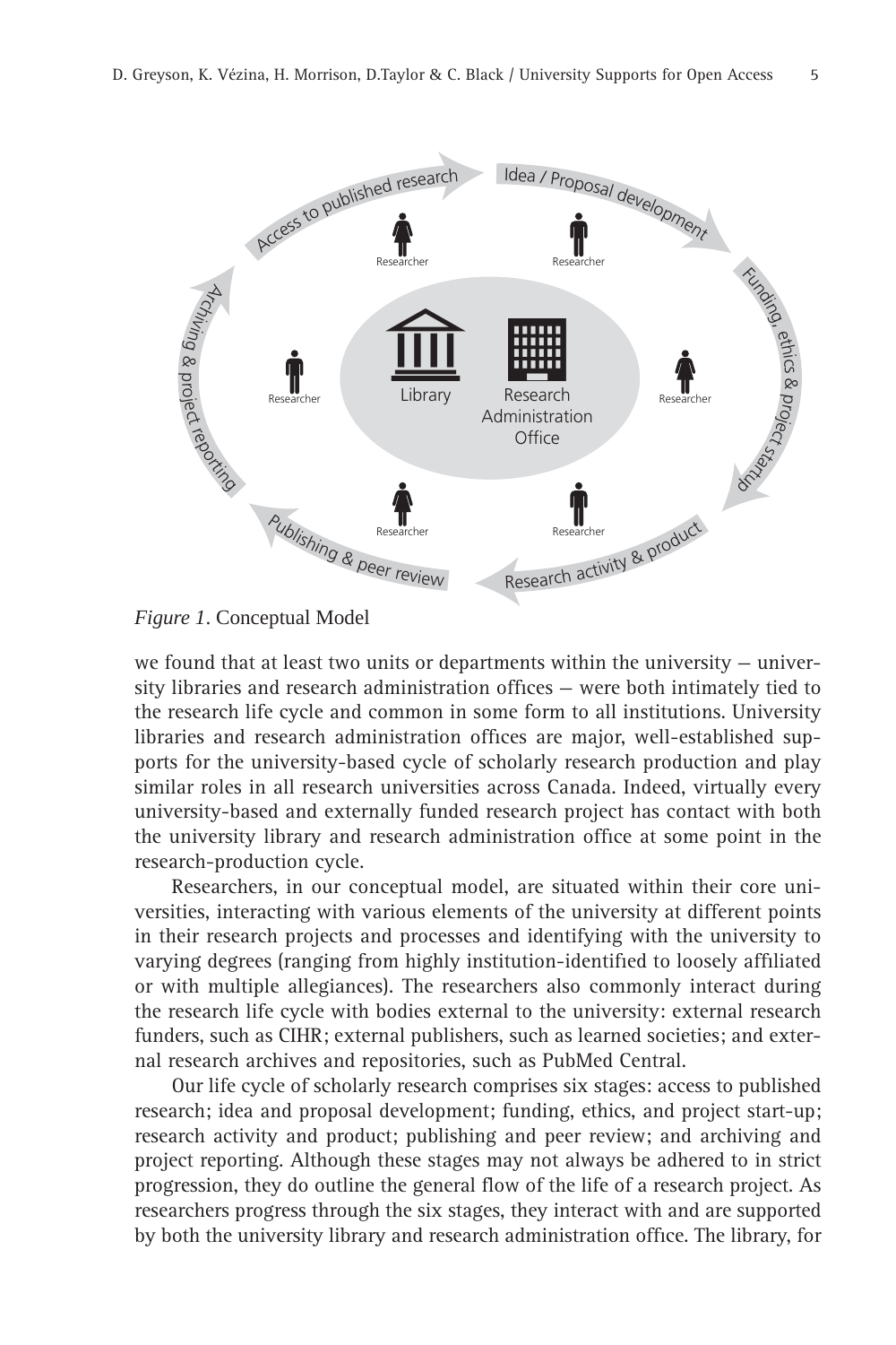*Figure 1*. Conceptual Model

we found that at least two units or departments within the university – university libraries and research administration offices – were both intimately tied to the research life cycle and common in some form to all institutions. University libraries and research administration offices are major, well-established supports for the university-based cycle of scholarly research production and play similar roles in all research universities across Canada. Indeed, virtually every university-based and externally funded research project has contact with both the university library and research administration office at some point in the research-production cycle.

Researchers, in our conceptual model, are situated within their core universities, interacting with various elements of the university at different points in their research projects and processes and identifying with the university to varying degrees (ranging from highly institution-identified to loosely affiliated or with multiple allegiances). The researchers also commonly interact during the research life cycle with bodies external to the university: external research funders, such as CIHR; external publishers, such as learned societies; and external research archives and repositories, such as PubMed Central.

Our life cycle of scholarly research comprises six stages: access to published research; idea and proposal development; funding, ethics, and project start-up; research activity and product; publishing and peer review; and archiving and project reporting. Although these stages may not always be adhered to in strict progression, they do outline the general flow of the life of a research project. As researchers progress through the six stages, they interact with and are supported by both the university library and research administration office. The library, for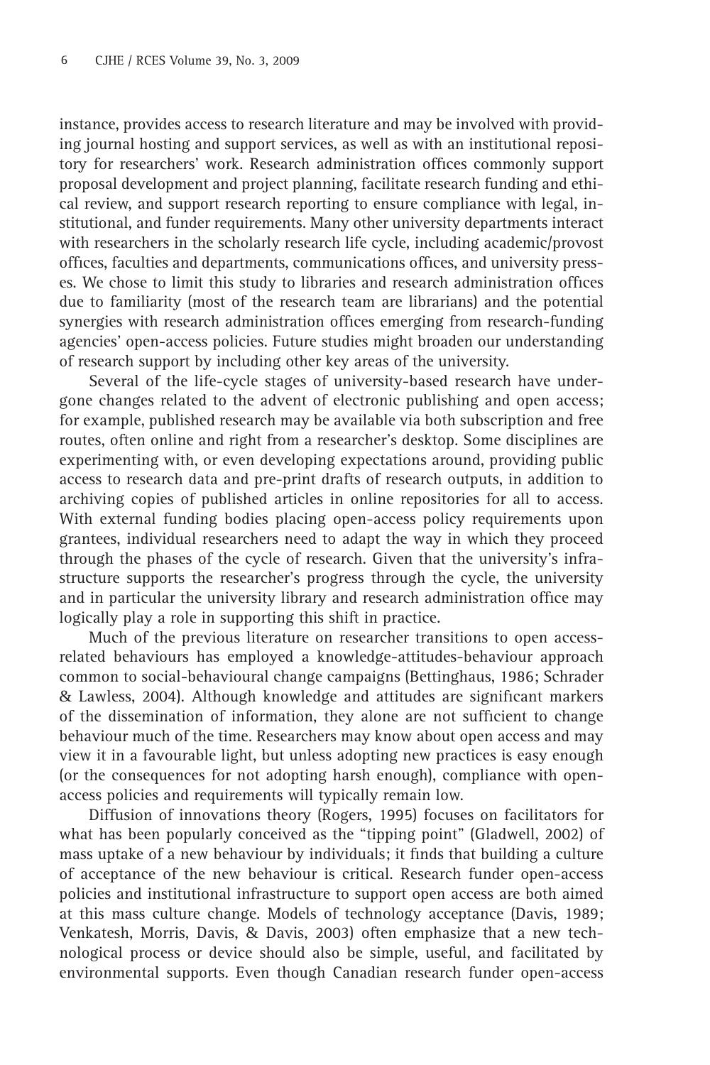instance, provides access to research literature and may be involved with providing journal hosting and support services, as well as with an institutional repository for researchers' work. Research administration offices commonly support proposal development and project planning, facilitate research funding and ethical review, and support research reporting to ensure compliance with legal, institutional, and funder requirements. Many other university departments interact with researchers in the scholarly research life cycle, including academic/provost offices, faculties and departments, communications offices, and university presses. We chose to limit this study to libraries and research administration offices due to familiarity (most of the research team are librarians) and the potential synergies with research administration offices emerging from research-funding agencies' open-access policies. Future studies might broaden our understanding of research support by including other key areas of the university.

Several of the life-cycle stages of university-based research have undergone changes related to the advent of electronic publishing and open access; for example, published research may be available via both subscription and free routes, often online and right from a researcher's desktop. Some disciplines are experimenting with, or even developing expectations around, providing public access to research data and pre-print drafts of research outputs, in addition to archiving copies of published articles in online repositories for all to access. With external funding bodies placing open-access policy requirements upon grantees, individual researchers need to adapt the way in which they proceed through the phases of the cycle of research. Given that the university's infrastructure supports the researcher's progress through the cycle, the university and in particular the university library and research administration office may logically play a role in supporting this shift in practice.

Much of the previous literature on researcher transitions to open access-related behaviours has employed a knowledge-attitudes-behaviour approach common to social-behavioural change campaigns (Bettinghaus, 1986; Schrader & Lawless, 2004). Although knowledge and attitudes are significant markers of the dissemination of information, they alone are not sufficient to change behaviour much of the time. Researchers may know about open access and may view it in a favourable light, but unless adopting new practices is easy enough (or the consequences for not adopting harsh enough), compliance with open-access policies and requirements will typically remain low.

Diffusion of innovations theory (Rogers, 1995) focuses on facilitators for what has been popularly conceived as the "tipping point" (Gladwell, 2002) of mass uptake of a new behaviour by individuals; it finds that building a culture of acceptance of the new behaviour is critical. Research funder open-access policies and institutional infrastructure to support open access are both aimed at this mass culture change. Models of technology acceptance (Davis, 1989; Venkatesh, Morris, Davis, & Davis, 2003) often emphasize that a new technological process or device should also be simple, useful, and facilitated by environmental supports. Even though Canadian research funder open-access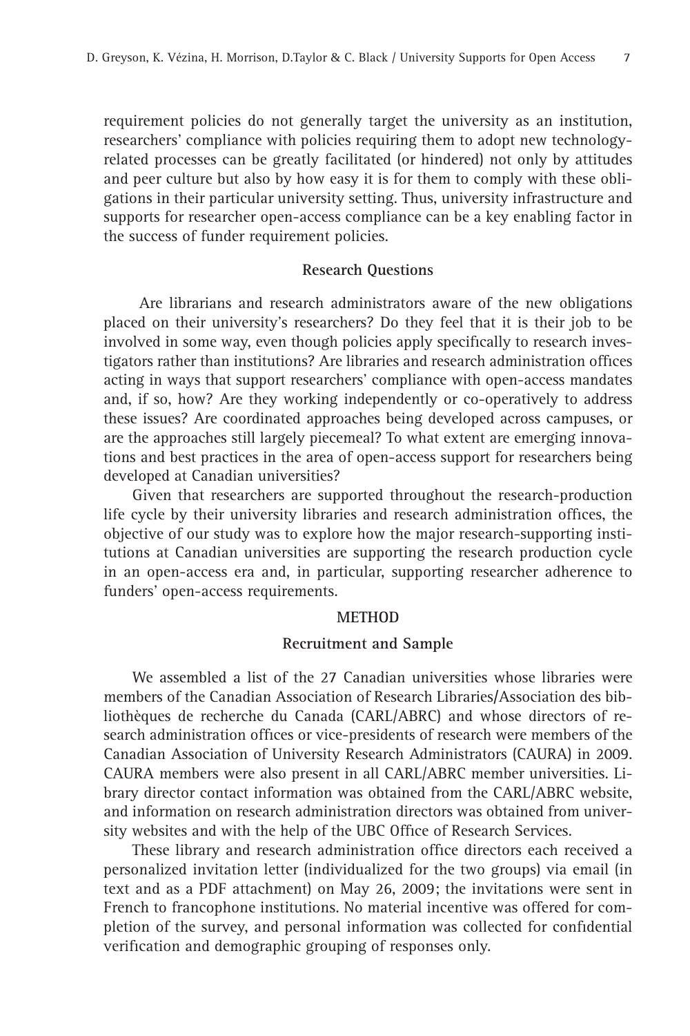requirement policies do not generally target the university as an institution, researchers' compliance with policies requiring them to adopt new technology-related processes can be greatly facilitated (or hindered) not only by attitudes and peer culture but also by how easy it is for them to comply with these obligations in their particular university setting. Thus, university infrastructure and supports for researcher open-access compliance can be a key enabling factor in the success of funder requirement policies.

### Research Questions

Are librarians and research administrators aware of the new obligations placed on their university's researchers? Do they feel that it is their job to be involved in some way, even though policies apply specifically to research investigators rather than institutions? Are libraries and research administration offices acting in ways that support researchers' compliance with open-access mandates and, if so, how? Are they working independently or co-operatively to address these issues? Are coordinated approaches being developed across campuses, or are the approaches still largely piecemeal? To what extent are emerging innovations and best practices in the area of open-access support for researchers being developed at Canadian universities?

Given that researchers are supported throughout the research-production life cycle by their university libraries and research administration offices, the objective of our study was to explore how the major research-supporting institutions at Canadian universities are supporting the research production cycle in an open-access era and, in particular, supporting researcher adherence to funders' open-access requirements.

## METHOD

### Recruitment and Sample

We assembled a list of the 27 Canadian universities whose libraries were members of the Canadian Association of Research Libraries/Association des bibliothèques de recherche du Canada (CARL/ABRC) and whose directors of research administration offices or vice-presidents of research were members of the Canadian Association of University Research Administrators (CAURA) in 2009. CAURA members were also present in all CARL/ABRC member universities. Library director contact information was obtained from the CARL/ABRC website, and information on research administration directors was obtained from university websites and with the help of the UBC Office of Research Services.

These library and research administration office directors each received a personalized invitation letter (individualized for the two groups) via email (in text and as a PDF attachment) on May 26, 2009; the invitations were sent in French to francophone institutions. No material incentive was offered for completion of the survey, and personal information was collected for confidential verification and demographic grouping of responses only.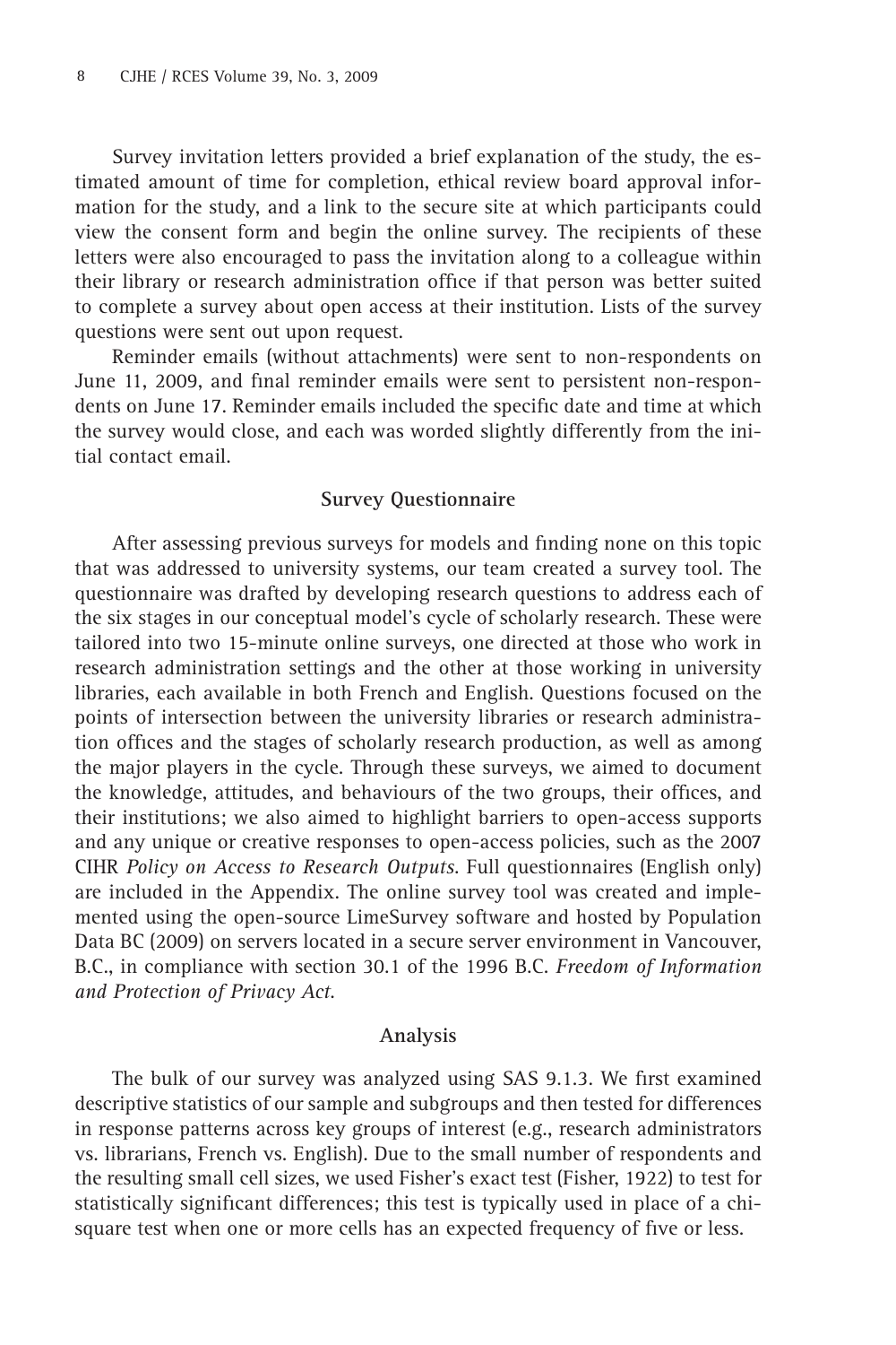Survey invitation letters provided a brief explanation of the study, the estimated amount of time for completion, ethical review board approval information for the study, and a link to the secure site at which participants could view the consent form and begin the online survey. The recipients of these letters were also encouraged to pass the invitation along to a colleague within their library or research administration office if that person was better suited to complete a survey about open access at their institution. Lists of the survey questions were sent out upon request.

Reminder emails (without attachments) were sent to non-respondents on June 11, 2009, and final reminder emails were sent to persistent non-respondents on June 17. Reminder emails included the specific date and time at which the survey would close, and each was worded slightly differently from the initial contact email.

## Survey Questionnaire

After assessing previous surveys for models and finding none on this topic that was addressed to university systems, our team created a survey tool. The questionnaire was drafted by developing research questions to address each of the six stages in our conceptual model's cycle of scholarly research. These were tailored into two 15-minute online surveys, one directed at those who work in research administration settings and the other at those working in university libraries, each available in both French and English. Questions focused on the points of intersection between the university libraries or research administration offices and the stages of scholarly research production, as well as among the major players in the cycle. Through these surveys, we aimed to document the knowledge, attitudes, and behaviours of the two groups, their offices, and their institutions; we also aimed to highlight barriers to open-access supports and any unique or creative responses to open-access policies, such as the 2007 CIHR *Policy on Access to Research Outputs*. Full questionnaires (English only) are included in the Appendix. The online survey tool was created and implemented using the open-source LimeSurvey software and hosted by Population Data BC (2009) on servers located in a secure server environment in Vancouver, B.C., in compliance with section 30.1 of the 1996 B.C. *Freedom of Information and Protection of Privacy Act.*

## Analysis

The bulk of our survey was analyzed using SAS 9.1.3. We first examined descriptive statistics of our sample and subgroups and then tested for differences in response patterns across key groups of interest (e.g., research administrators vs. librarians, French vs. English). Due to the small number of respondents and the resulting small cell sizes, we used Fisher's exact test (Fisher, 1922) to test for statistically significant differences; this test is typically used in place of a chi-square test when one or more cells has an expected frequency of five or less.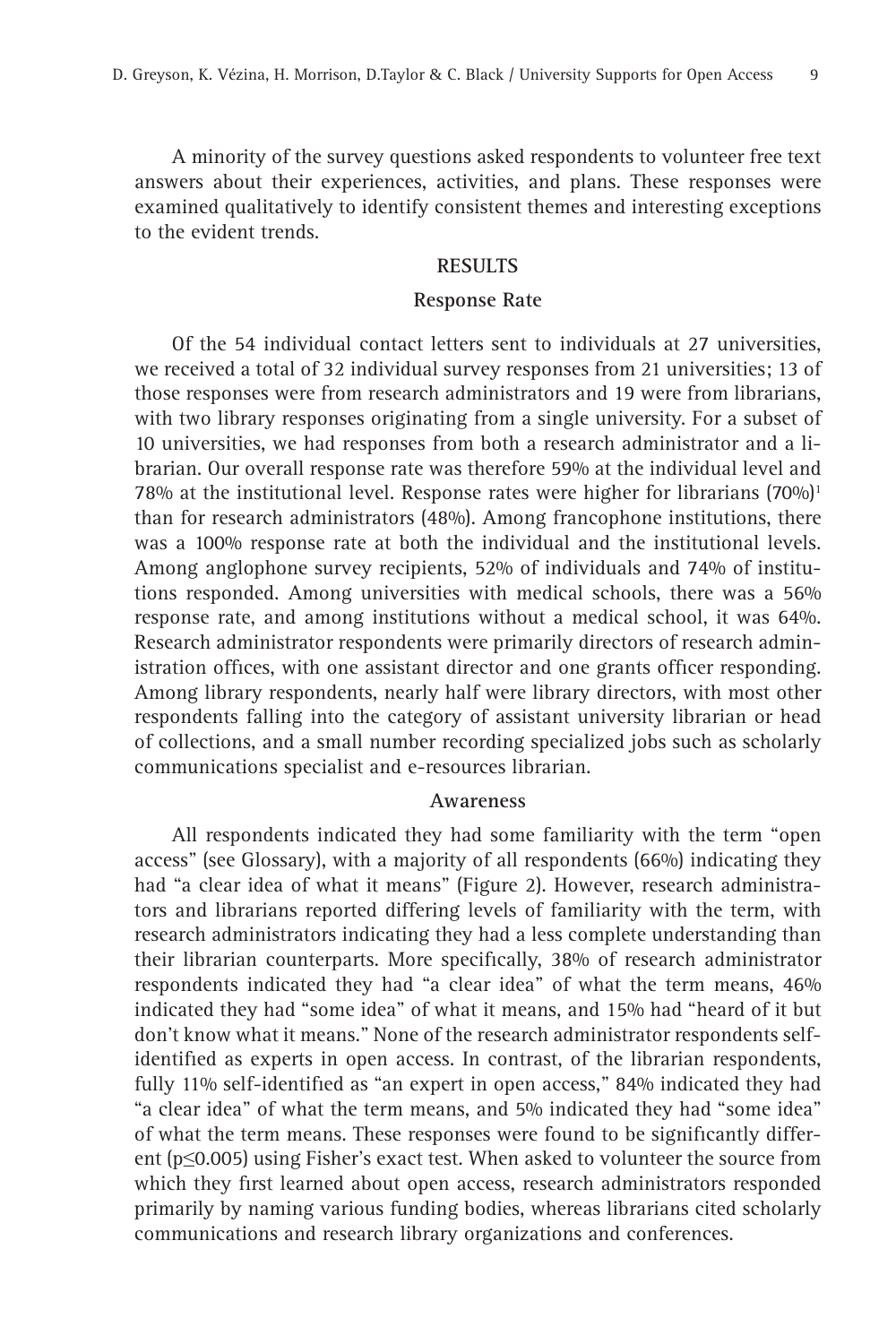A minority of the survey questions asked respondents to volunteer free text answers about their experiences, activities, and plans. These responses were examined qualitatively to identify consistent themes and interesting exceptions to the evident trends.

## RESULTS

### Response Rate

Of the 54 individual contact letters sent to individuals at 27 universities, we received a total of 32 individual survey responses from 21 universities; 13 of those responses were from research administrators and 19 were from librarians, with two library responses originating from a single university. For a subset of 10 universities, we had responses from both a research administrator and a librarian. Our overall response rate was therefore 59% at the individual level and 78% at the institutional level. Response rates were higher for librarians (70%)[1] than for research administrators (48%). Among francophone institutions, there was a 100% response rate at both the individual and the institutional levels. Among anglophone survey recipients, 52% of individuals and 74% of institutions responded. Among universities with medical schools, there was a 56% response rate, and among institutions without a medical school, it was 64%. Research administrator respondents were primarily directors of research administration offices, with one assistant director and one grants officer responding. Among library respondents, nearly half were library directors, with most other respondents falling into the category of assistant university librarian or head of collections, and a small number recording specialized jobs such as scholarly communications specialist and e-resources librarian.

### Awareness

All respondents indicated they had some familiarity with the term "open access" (see Glossary), with a majority of all respondents (66%) indicating they had "a clear idea of what it means" (Figure 2). However, research administrators and librarians reported differing levels of familiarity with the term, with research administrators indicating they had a less complete understanding than their librarian counterparts. More specifically, 38% of research administrator respondents indicated they had "a clear idea" of what the term means, 46% indicated they had "some idea" of what it means, and 15% had "heard of it but don't know what it means." None of the research administrator respondents self-identified as experts in open access. In contrast, of the librarian respondents, fully 11% self-identified as "an expert in open access," 84% indicated they had "a clear idea" of what the term means, and 5% indicated they had "some idea" of what the term means. These responses were found to be significantly different ($p \leq 0.005$) using Fisher's exact test. When asked to volunteer the source from which they first learned about open access, research administrators responded primarily by naming various funding bodies, whereas librarians cited scholarly communications and research library organizations and conferences.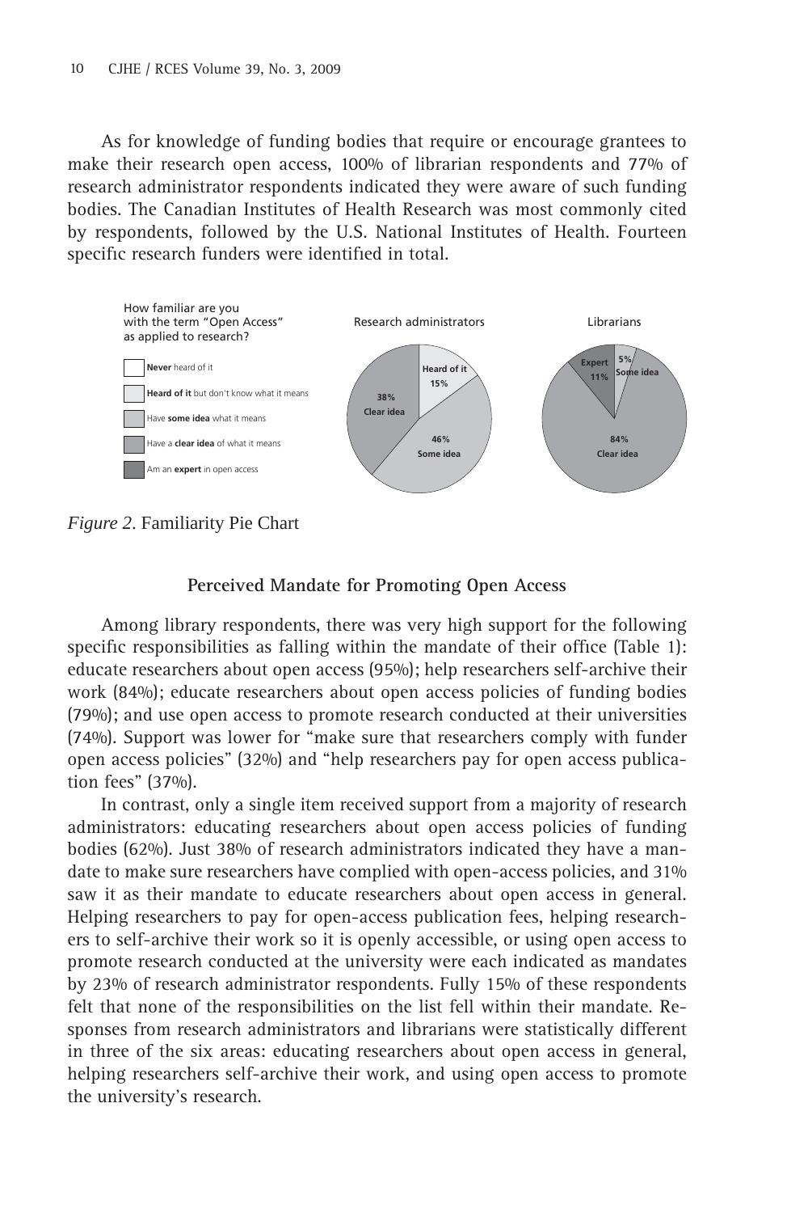As for knowledge of funding bodies that require or encourage grantees to make their research open access, 100% of librarian respondents and 77% of research administrator respondents indicated they were aware of such funding bodies. The Canadian Institutes of Health Research was most commonly cited by respondents, followed by the U.S. National Institutes of Health. Fourteen specific research funders were identified in total.

*Figure 2*. Familiarity Pie Chart

### Perceived Mandate for Promoting Open Access

Among library respondents, there was very high support for the following specific responsibilities as falling within the mandate of their office (Table 1): educate researchers about open access (95%); help researchers self-archive their work (84%); educate researchers about open access policies of funding bodies (79%); and use open access to promote research conducted at their universities (74%). Support was lower for "make sure that researchers comply with funder open access policies" (32%) and "help researchers pay for open access publication fees" (37%).

In contrast, only a single item received support from a majority of research administrators: educating researchers about open access policies of funding bodies (62%). Just 38% of research administrators indicated they have a mandate to make sure researchers have complied with open-access policies, and 31% saw it as their mandate to educate researchers about open access in general. Helping researchers to pay for open-access publication fees, helping researchers to self-archive their work so it is openly accessible, or using open access to promote research conducted at the university were each indicated as mandates by 23% of research administrator respondents. Fully 15% of these respondents felt that none of the responsibilities on the list fell within their mandate. Responses from research administrators and librarians were statistically different in three of the six areas: educating researchers about open access in general, helping researchers self-archive their work, and using open access to promote the university's research.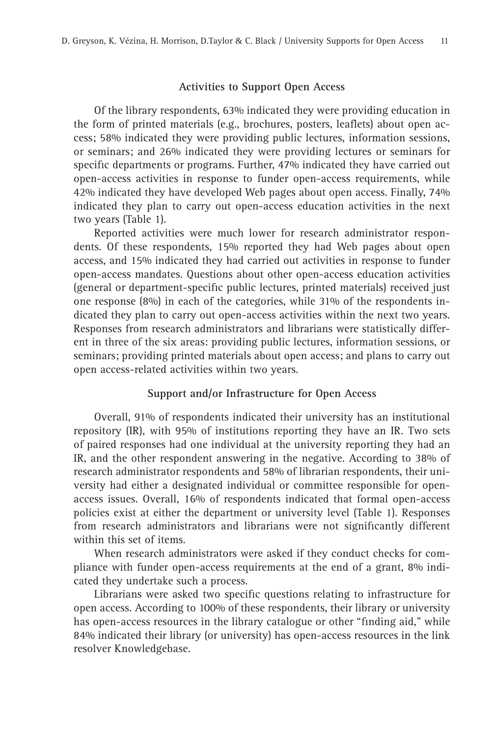### Activities to Support Open Access

Of the library respondents, 63% indicated they were providing education in the form of printed materials (e.g., brochures, posters, leaflets) about open access; 58% indicated they were providing public lectures, information sessions, or seminars; and 26% indicated they were providing lectures or seminars for specific departments or programs. Further, 47% indicated they have carried out open-access activities in response to funder open-access requirements, while 42% indicated they have developed Web pages about open access. Finally, 74% indicated they plan to carry out open-access education activities in the next two years (Table 1).

Reported activities were much lower for research administrator respondents. Of these respondents, 15% reported they had Web pages about open access, and 15% indicated they had carried out activities in response to funder open-access mandates. Questions about other open-access education activities (general or department-specific public lectures, printed materials) received just one response (8%) in each of the categories, while 31% of the respondents indicated they plan to carry out open-access activities within the next two years. Responses from research administrators and librarians were statistically different in three of the six areas: providing public lectures, information sessions, or seminars; providing printed materials about open access; and plans to carry out open access-related activities within two years.

### Support and/or Infrastructure for Open Access

Overall, 91% of respondents indicated their university has an institutional repository (IR), with 95% of institutions reporting they have an IR. Two sets of paired responses had one individual at the university reporting they had an IR, and the other respondent answering in the negative. According to 38% of research administrator respondents and 58% of librarian respondents, their university had either a designated individual or committee responsible for open-access issues. Overall, 16% of respondents indicated that formal open-access policies exist at either the department or university level (Table 1). Responses from research administrators and librarians were not significantly different within this set of items.

When research administrators were asked if they conduct checks for compliance with funder open-access requirements at the end of a grant, 8% indicated they undertake such a process.

Librarians were asked two specific questions relating to infrastructure for open access. According to 100% of these respondents, their library or university has open-access resources in the library catalogue or other "finding aid," while 84% indicated their library (or university) has open-access resources in the link resolver Knowledgebase.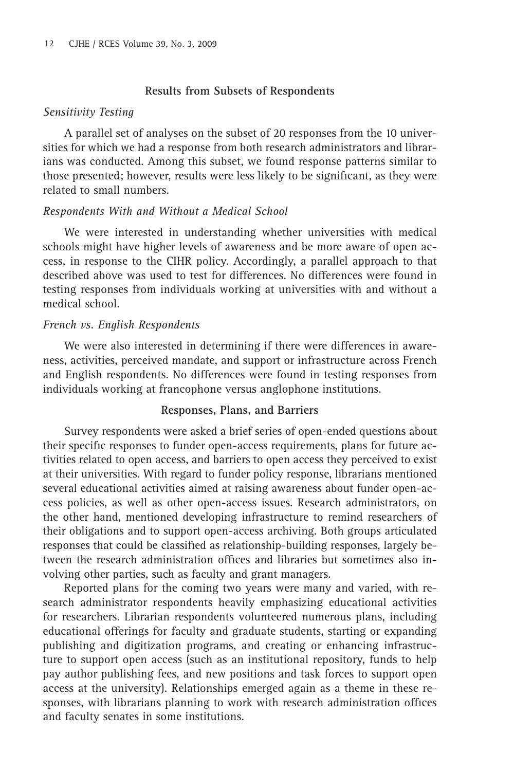## Results from Subsets of Respondents

### *Sensitivity Testing*

A parallel set of analyses on the subset of 20 responses from the 10 universities for which we had a response from both research administrators and librarians was conducted. Among this subset, we found response patterns similar to those presented; however, results were less likely to be significant, as they were related to small numbers.

### *Respondents With and Without a Medical School*

We were interested in understanding whether universities with medical schools might have higher levels of awareness and be more aware of open access, in response to the CIHR policy. Accordingly, a parallel approach to that described above was used to test for differences. No differences were found in testing responses from individuals working at universities with and without a medical school.

### *French vs. English Respondents*

We were also interested in determining if there were differences in awareness, activities, perceived mandate, and support or infrastructure across French and English respondents. No differences were found in testing responses from individuals working at francophone versus anglophone institutions.

## Responses, Plans, and Barriers

Survey respondents were asked a brief series of open-ended questions about their specific responses to funder open-access requirements, plans for future activities related to open access, and barriers to open access they perceived to exist at their universities. With regard to funder policy response, librarians mentioned several educational activities aimed at raising awareness about funder open-access policies, as well as other open-access issues. Research administrators, on the other hand, mentioned developing infrastructure to remind researchers of their obligations and to support open-access archiving. Both groups articulated responses that could be classified as relationship-building responses, largely between the research administration offices and libraries but sometimes also involving other parties, such as faculty and grant managers.

Reported plans for the coming two years were many and varied, with research administrator respondents heavily emphasizing educational activities for researchers. Librarian respondents volunteered numerous plans, including educational offerings for faculty and graduate students, starting or expanding publishing and digitization programs, and creating or enhancing infrastructure to support open access (such as an institutional repository, funds to help pay author publishing fees, and new positions and task forces to support open access at the university). Relationships emerged again as a theme in these responses, with librarians planning to work with research administration offices and faculty senates in some institutions.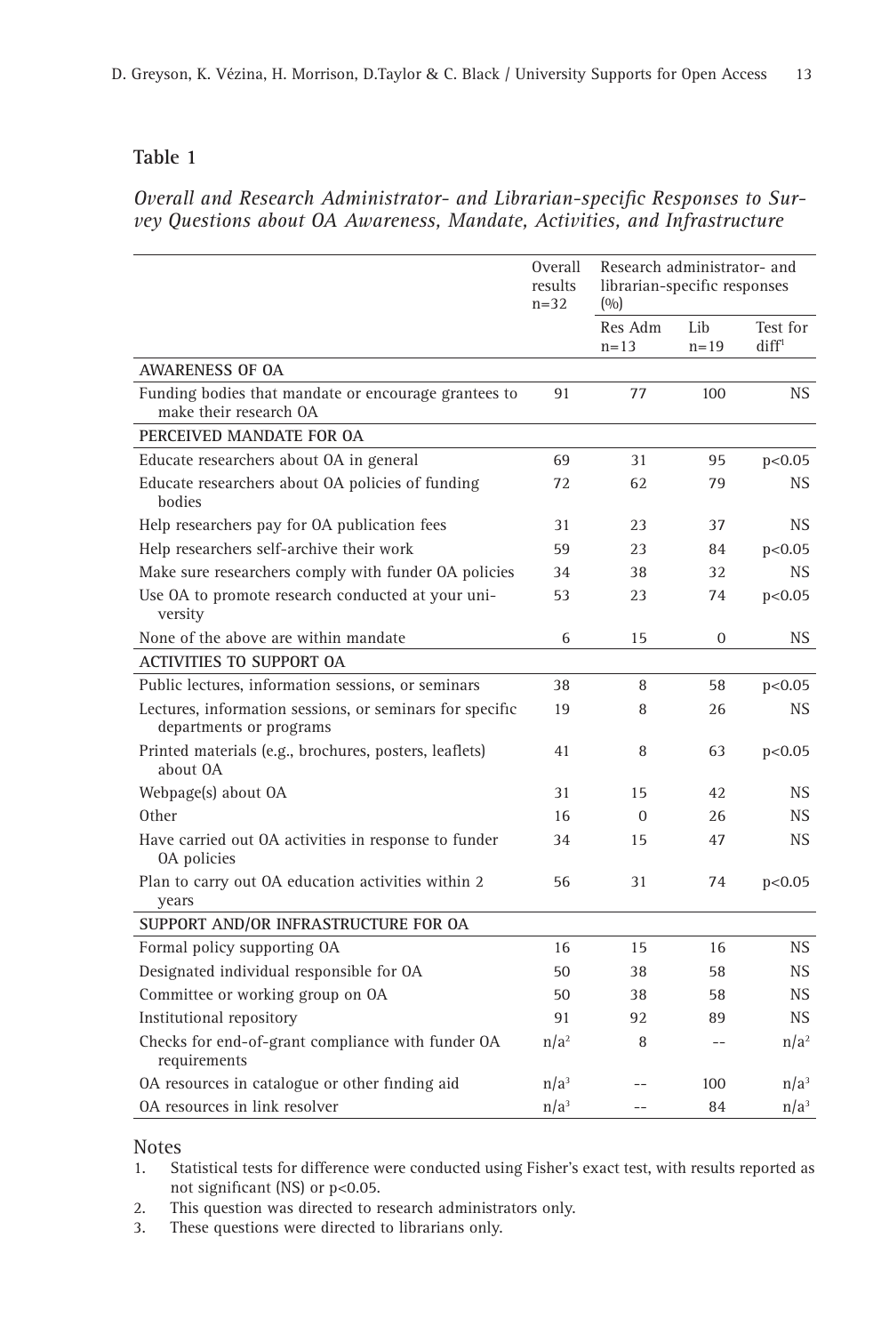**Table 1**

*Overall and Research Administrator- and Librarian-specific Responses to Survey Questions about OA Awareness, Mandate, Activities, and Infrastructure*

| | Overall results n=32 | Research administrator- and librarian-specific responses (%) | | |
|---|---|---|---|---|
| | | Res Adm n=13 | Lib n=19 | Test for diff[1] |
| **AWARENESS OF OA** | | | | |
| Funding bodies that mandate or encourage grantees to make their research OA | 91 | 77 | 100 | NS |
| **PERCEIVED MANDATE FOR OA** | | | | |
| Educate researchers about OA in general | 69 | 31 | 95 | p<0.05 |
| Educate researchers about OA policies of funding bodies | 72 | 62 | 79 | NS |
| Help researchers pay for OA publication fees | 31 | 23 | 37 | NS |
| Help researchers self-archive their work | 59 | 23 | 84 | p<0.05 |
| Make sure researchers comply with funder OA policies | 34 | 38 | 32 | NS |
| Use OA to promote research conducted at your university | 53 | 23 | 74 | p<0.05 |
| None of the above are within mandate | 6 | 15 | 0 | NS |
| **ACTIVITIES TO SUPPORT OA** | | | | |
| Public lectures, information sessions, or seminars | 38 | 8 | 58 | p<0.05 |
| Lectures, information sessions, or seminars for specific departments or programs | 19 | 8 | 26 | NS |
| Printed materials (e.g., brochures, posters, leaflets) about OA | 41 | 8 | 63 | p<0.05 |
| Webpage(s) about OA | 31 | 15 | 42 | NS |
| Other | 16 | 0 | 26 | NS |
| Have carried out OA activities in response to funder OA policies | 34 | 15 | 47 | NS |
| Plan to carry out OA education activities within 2 years | 56 | 31 | 74 | p<0.05 |
| **SUPPORT AND/OR INFRASTRUCTURE FOR OA** | | | | |
| Formal policy supporting OA | 16 | 15 | 16 | NS |
| Designated individual responsible for OA | 50 | 38 | 58 | NS |
| Committee or working group on OA | 50 | 38 | 58 | NS |
| Institutional repository | 91 | 92 | 89 | NS |
| Checks for end-of-grant compliance with funder OA requirements | n/a[2] | 8 | -- | n/a[2] |
| OA resources in catalogue or other finding aid | n/a[3] | -- | 100 | n/a[3] |
| OA resources in link resolver | n/a[3] | -- | 84 | n/a[3] |

Notes

1. Statistical tests for difference were conducted using Fisher's exact test, with results reported as not significant (NS) or p<0.05.
2. This question was directed to research administrators only.
3. These questions were directed to librarians only.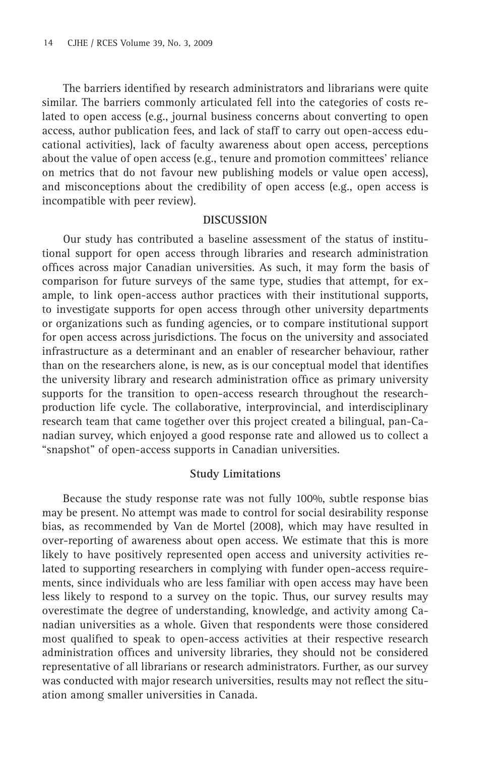The barriers identified by research administrators and librarians were quite similar. The barriers commonly articulated fell into the categories of costs related to open access (e.g., journal business concerns about converting to open access, author publication fees, and lack of staff to carry out open-access educational activities), lack of faculty awareness about open access, perceptions about the value of open access (e.g., tenure and promotion committees' reliance on metrics that do not favour new publishing models or value open access), and misconceptions about the credibility of open access (e.g., open access is incompatible with peer review).

## DISCUSSION

Our study has contributed a baseline assessment of the status of institutional support for open access through libraries and research administration offices across major Canadian universities. As such, it may form the basis of comparison for future surveys of the same type, studies that attempt, for example, to link open-access author practices with their institutional supports, to investigate supports for open access through other university departments or organizations such as funding agencies, or to compare institutional support for open access across jurisdictions. The focus on the university and associated infrastructure as a determinant and an enabler of researcher behaviour, rather than on the researchers alone, is new, as is our conceptual model that identifies the university library and research administration office as primary university supports for the transition to open-access research throughout the research-production life cycle. The collaborative, interprovincial, and interdisciplinary research team that came together over this project created a bilingual, pan-Canadian survey, which enjoyed a good response rate and allowed us to collect a "snapshot" of open-access supports in Canadian universities.

### Study Limitations

Because the study response rate was not fully 100%, subtle response bias may be present. No attempt was made to control for social desirability response bias, as recommended by Van de Mortel (2008), which may have resulted in over-reporting of awareness about open access. We estimate that this is more likely to have positively represented open access and university activities related to supporting researchers in complying with funder open-access requirements, since individuals who are less familiar with open access may have been less likely to respond to a survey on the topic. Thus, our survey results may overestimate the degree of understanding, knowledge, and activity among Canadian universities as a whole. Given that respondents were those considered most qualified to speak to open-access activities at their respective research administration offices and university libraries, they should not be considered representative of all librarians or research administrators. Further, as our survey was conducted with major research universities, results may not reflect the situation among smaller universities in Canada.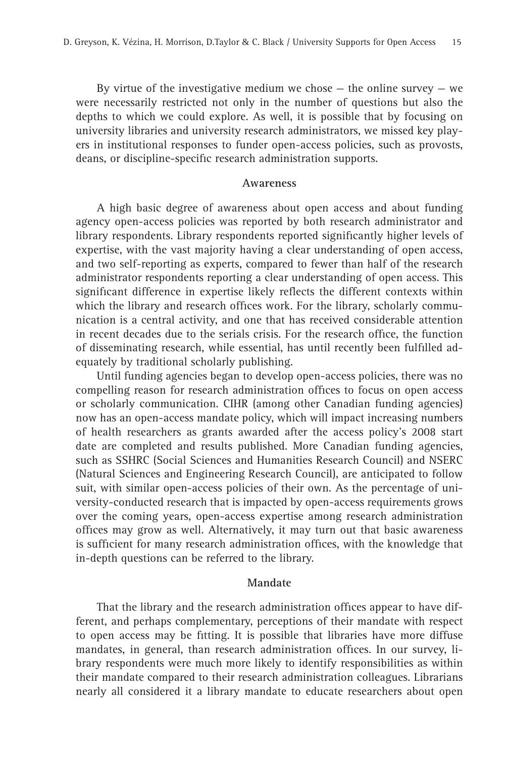By virtue of the investigative medium we chose — the online survey — we were necessarily restricted not only in the number of questions but also the depths to which we could explore. As well, it is possible that by focusing on university libraries and university research administrators, we missed key players in institutional responses to funder open-access policies, such as provosts, deans, or discipline-specific research administration supports.

## Awareness

A high basic degree of awareness about open access and about funding agency open-access policies was reported by both research administrator and library respondents. Library respondents reported significantly higher levels of expertise, with the vast majority having a clear understanding of open access, and two self-reporting as experts, compared to fewer than half of the research administrator respondents reporting a clear understanding of open access. This significant difference in expertise likely reflects the different contexts within which the library and research offices work. For the library, scholarly communication is a central activity, and one that has received considerable attention in recent decades due to the serials crisis. For the research office, the function of disseminating research, while essential, has until recently been fulfilled adequately by traditional scholarly publishing.

Until funding agencies began to develop open-access policies, there was no compelling reason for research administration offices to focus on open access or scholarly communication. CIHR (among other Canadian funding agencies) now has an open-access mandate policy, which will impact increasing numbers of health researchers as grants awarded after the access policy's 2008 start date are completed and results published. More Canadian funding agencies, such as SSHRC (Social Sciences and Humanities Research Council) and NSERC (Natural Sciences and Engineering Research Council), are anticipated to follow suit, with similar open-access policies of their own. As the percentage of university-conducted research that is impacted by open-access requirements grows over the coming years, open-access expertise among research administration offices may grow as well. Alternatively, it may turn out that basic awareness is sufficient for many research administration offices, with the knowledge that in-depth questions can be referred to the library.

## Mandate

That the library and the research administration offices appear to have different, and perhaps complementary, perceptions of their mandate with respect to open access may be fitting. It is possible that libraries have more diffuse mandates, in general, than research administration offices. In our survey, library respondents were much more likely to identify responsibilities as within their mandate compared to their research administration colleagues. Librarians nearly all considered it a library mandate to educate researchers about open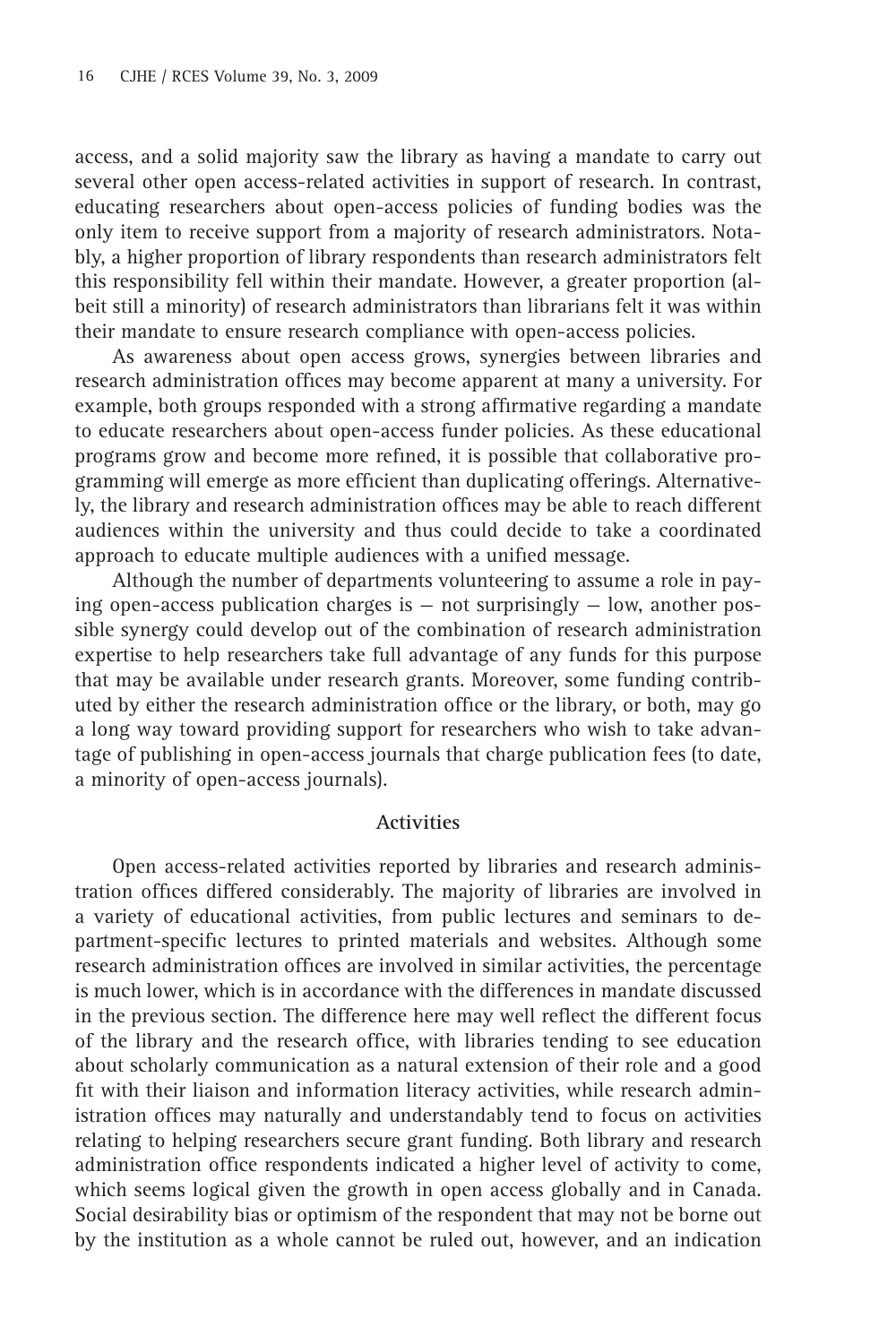access, and a solid majority saw the library as having a mandate to carry out several other open access-related activities in support of research. In contrast, educating researchers about open-access policies of funding bodies was the only item to receive support from a majority of research administrators. Notably, a higher proportion of library respondents than research administrators felt this responsibility fell within their mandate. However, a greater proportion (albeit still a minority) of research administrators than librarians felt it was within their mandate to ensure research compliance with open-access policies.

As awareness about open access grows, synergies between libraries and research administration offices may become apparent at many a university. For example, both groups responded with a strong affirmative regarding a mandate to educate researchers about open-access funder policies. As these educational programs grow and become more refined, it is possible that collaborative programming will emerge as more efficient than duplicating offerings. Alternatively, the library and research administration offices may be able to reach different audiences within the university and thus could decide to take a coordinated approach to educate multiple audiences with a unified message.

Although the number of departments volunteering to assume a role in paying open-access publication charges is — not surprisingly — low, another possible synergy could develop out of the combination of research administration expertise to help researchers take full advantage of any funds for this purpose that may be available under research grants. Moreover, some funding contributed by either the research administration office or the library, or both, may go a long way toward providing support for researchers who wish to take advantage of publishing in open-access journals that charge publication fees (to date, a minority of open-access journals).

## Activities

Open access-related activities reported by libraries and research administration offices differed considerably. The majority of libraries are involved in a variety of educational activities, from public lectures and seminars to department-specific lectures to printed materials and websites. Although some research administration offices are involved in similar activities, the percentage is much lower, which is in accordance with the differences in mandate discussed in the previous section. The difference here may well reflect the different focus of the library and the research office, with libraries tending to see education about scholarly communication as a natural extension of their role and a good fit with their liaison and information literacy activities, while research administration offices may naturally and understandably tend to focus on activities relating to helping researchers secure grant funding. Both library and research administration office respondents indicated a higher level of activity to come, which seems logical given the growth in open access globally and in Canada. Social desirability bias or optimism of the respondent that may not be borne out by the institution as a whole cannot be ruled out, however, and an indication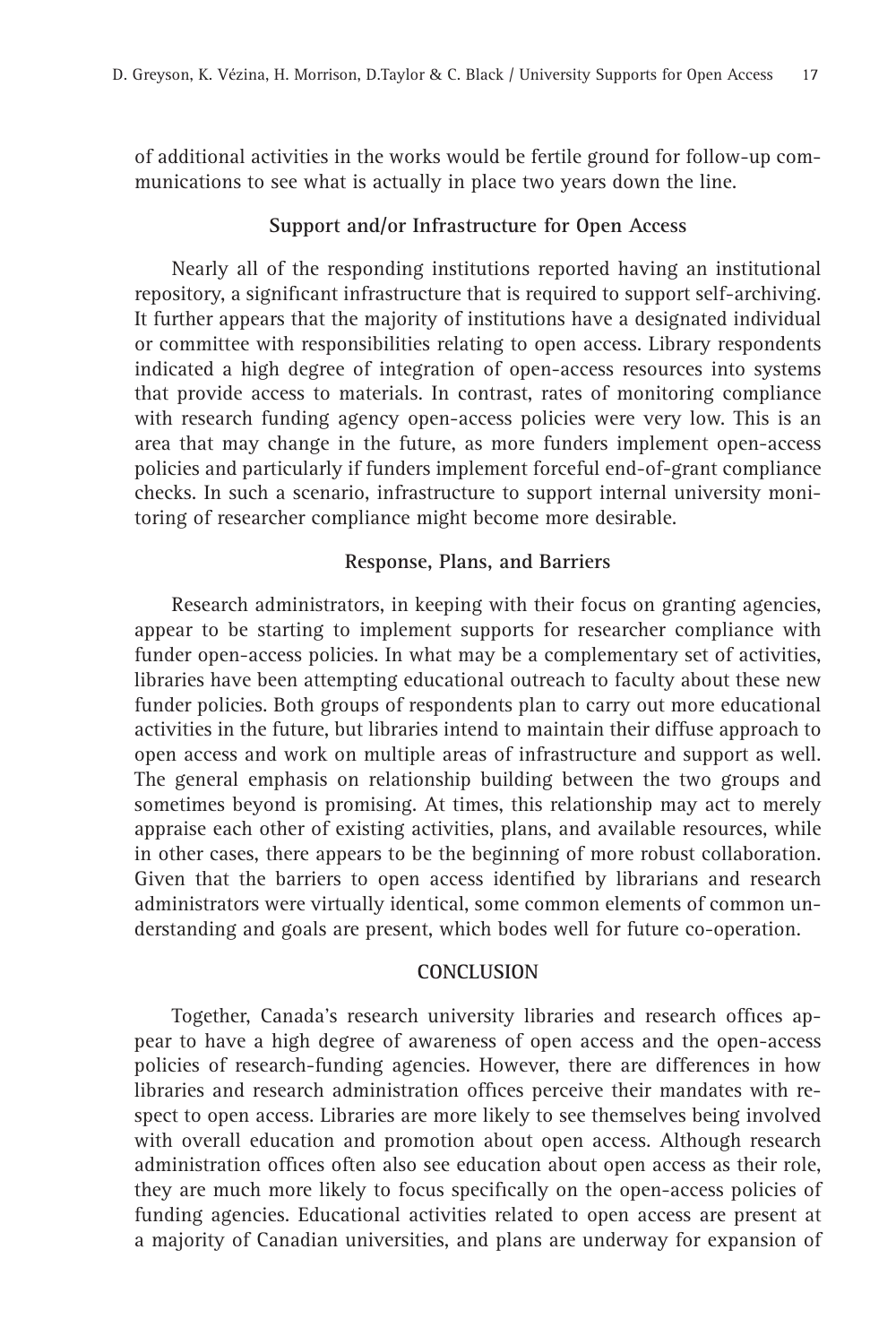of additional activities in the works would be fertile ground for follow-up communications to see what is actually in place two years down the line.

### Support and/or Infrastructure for Open Access

Nearly all of the responding institutions reported having an institutional repository, a significant infrastructure that is required to support self-archiving. It further appears that the majority of institutions have a designated individual or committee with responsibilities relating to open access. Library respondents indicated a high degree of integration of open-access resources into systems that provide access to materials. In contrast, rates of monitoring compliance with research funding agency open-access policies were very low. This is an area that may change in the future, as more funders implement open-access policies and particularly if funders implement forceful end-of-grant compliance checks. In such a scenario, infrastructure to support internal university monitoring of researcher compliance might become more desirable.

### Response, Plans, and Barriers

Research administrators, in keeping with their focus on granting agencies, appear to be starting to implement supports for researcher compliance with funder open-access policies. In what may be a complementary set of activities, libraries have been attempting educational outreach to faculty about these new funder policies. Both groups of respondents plan to carry out more educational activities in the future, but libraries intend to maintain their diffuse approach to open access and work on multiple areas of infrastructure and support as well. The general emphasis on relationship building between the two groups and sometimes beyond is promising. At times, this relationship may act to merely appraise each other of existing activities, plans, and available resources, while in other cases, there appears to be the beginning of more robust collaboration. Given that the barriers to open access identified by librarians and research administrators were virtually identical, some common elements of common understanding and goals are present, which bodes well for future co-operation.

## CONCLUSION

Together, Canada's research university libraries and research offices appear to have a high degree of awareness of open access and the open-access policies of research-funding agencies. However, there are differences in how libraries and research administration offices perceive their mandates with respect to open access. Libraries are more likely to see themselves being involved with overall education and promotion about open access. Although research administration offices often also see education about open access as their role, they are much more likely to focus specifically on the open-access policies of funding agencies. Educational activities related to open access are present at a majority of Canadian universities, and plans are underway for expansion of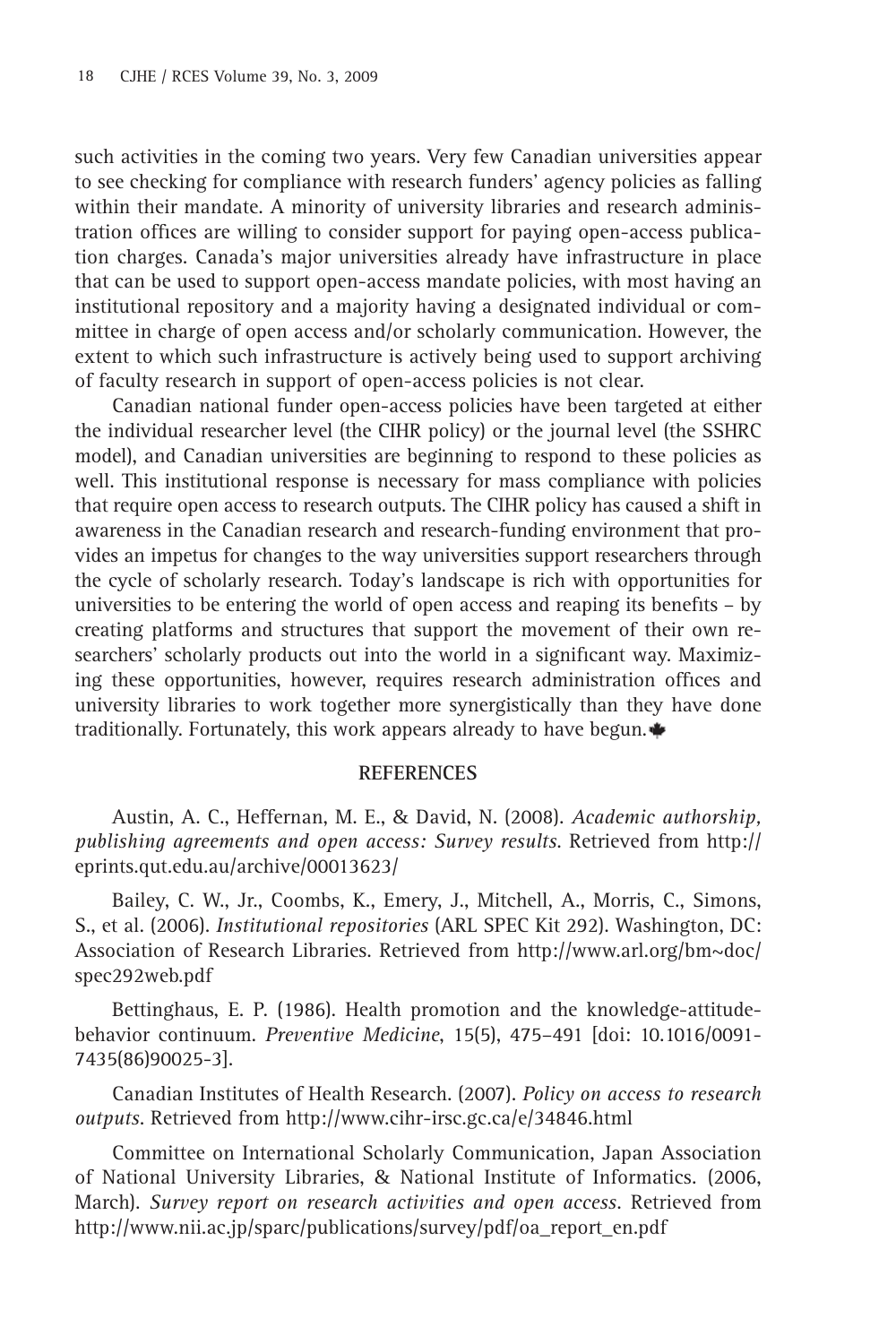such activities in the coming two years. Very few Canadian universities appear to see checking for compliance with research funders' agency policies as falling within their mandate. A minority of university libraries and research administration offices are willing to consider support for paying open-access publication charges. Canada's major universities already have infrastructure in place that can be used to support open-access mandate policies, with most having an institutional repository and a majority having a designated individual or committee in charge of open access and/or scholarly communication. However, the extent to which such infrastructure is actively being used to support archiving of faculty research in support of open-access policies is not clear.

Canadian national funder open-access policies have been targeted at either the individual researcher level (the CIHR policy) or the journal level (the SSHRC model), and Canadian universities are beginning to respond to these policies as well. This institutional response is necessary for mass compliance with policies that require open access to research outputs. The CIHR policy has caused a shift in awareness in the Canadian research and research-funding environment that provides an impetus for changes to the way universities support researchers through the cycle of scholarly research. Today's landscape is rich with opportunities for universities to be entering the world of open access and reaping its benefits – by creating platforms and structures that support the movement of their own researchers' scholarly products out into the world in a significant way. Maximizing these opportunities, however, requires research administration offices and university libraries to work together more synergistically than they have done traditionally. Fortunately, this work appears already to have begun.

## REFERENCES

Austin, A. C., Heffernan, M. E., & David, N. (2008). *Academic authorship, publishing agreements and open access: Survey results*. Retrieved from http://eprints.qut.edu.au/archive/00013623/

Bailey, C. W., Jr., Coombs, K., Emery, J., Mitchell, A., Morris, C., Simons, S., et al. (2006). *Institutional repositories* (ARL SPEC Kit 292). Washington, DC: Association of Research Libraries. Retrieved from http://www.arl.org/bm~doc/spec292web.pdf

Bettinghaus, E. P. (1986). Health promotion and the knowledge-attitude-behavior continuum. *Preventive Medicine*, 15(5), 475–491 [doi: 10.1016/0091-7435(86)90025-3].

Canadian Institutes of Health Research. (2007). *Policy on access to research outputs*. Retrieved from http://www.cihr-irsc.gc.ca/e/34846.html

Committee on International Scholarly Communication, Japan Association of National University Libraries, & National Institute of Informatics. (2006, March). *Survey report on research activities and open access*. Retrieved from http://www.nii.ac.jp/sparc/publications/survey/pdf/oa_report_en.pdf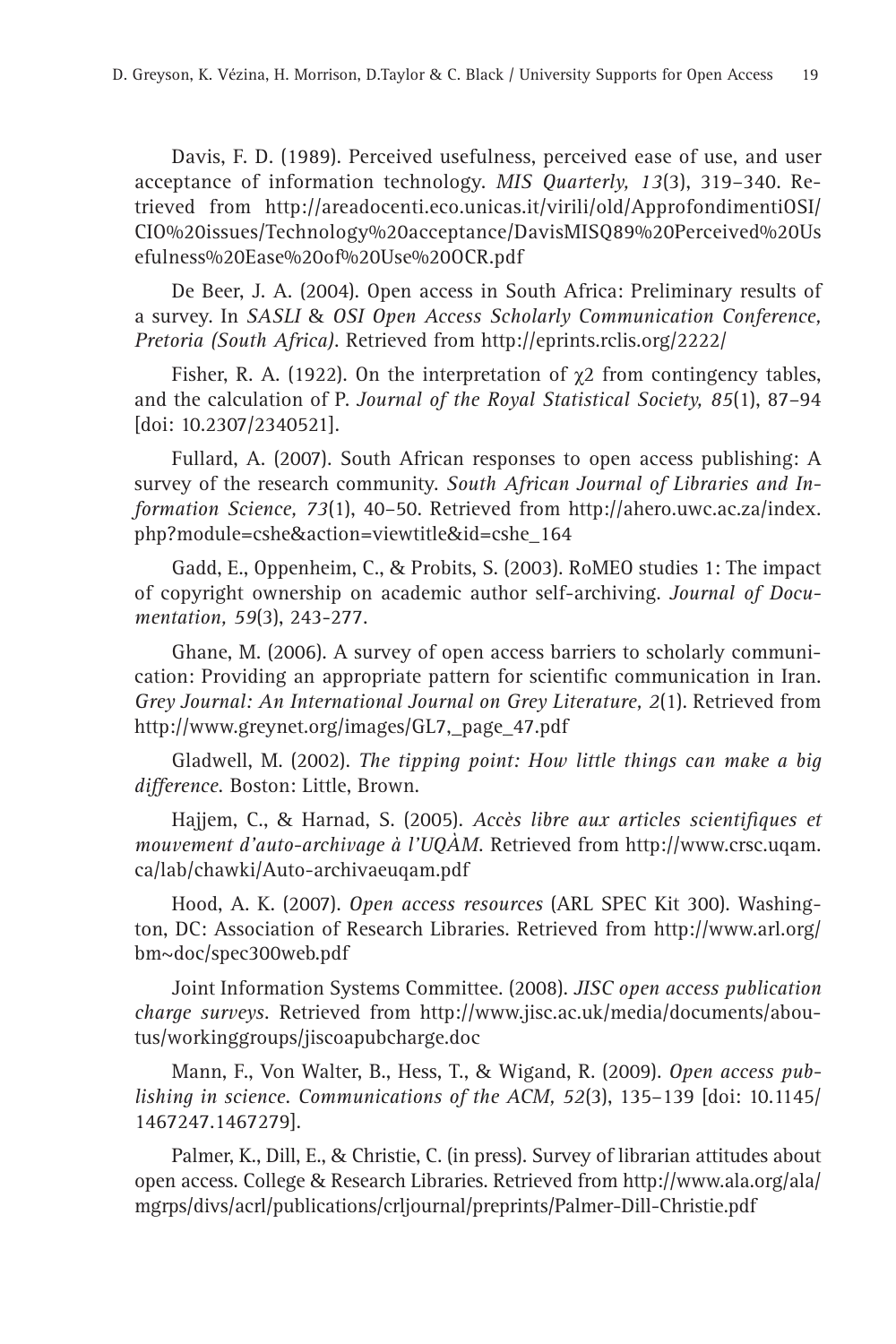Davis, F. D. (1989). Perceived usefulness, perceived ease of use, and user acceptance of information technology. *MIS Quarterly, 13*(3), 319–340. Retrieved from http://areadocenti.eco.unicas.it/virili/old/ApprofondimentiOSI/CIO%20issues/Technology%20acceptance/DavisMISQ89%20Perceived%20Usefulness%20Ease%20of%20Use%20OCR.pdf

De Beer, J. A. (2004). Open access in South Africa: Preliminary results of a survey. In *SASLI & OSI Open Access Scholarly Communication Conference, Pretoria (South Africa)*. Retrieved from http://eprints.rclis.org/2222/

Fisher, R. A. (1922). On the interpretation of $\chi 2$ from contingency tables, and the calculation of P. *Journal of the Royal Statistical Society, 85*(1), 87–94 [doi: 10.2307/2340521].

Fullard, A. (2007). South African responses to open access publishing: A survey of the research community. *South African Journal of Libraries and Information Science, 73*(1), 40–50. Retrieved from http://ahero.uwc.ac.za/index.php?module=cshe&action=viewtitle&id=cshe_164

Gadd, E., Oppenheim, C., & Probits, S. (2003). RoMEO studies 1: The impact of copyright ownership on academic author self-archiving. *Journal of Documentation, 59*(3), 243-277.

Ghane, M. (2006). A survey of open access barriers to scholarly communication: Providing an appropriate pattern for scientific communication in Iran. *Grey Journal: An International Journal on Grey Literature, 2*(1). Retrieved from http://www.greynet.org/images/GL7,_page_47.pdf

Gladwell, M. (2002). *The tipping point: How little things can make a big difference*. Boston: Little, Brown.

Hajjem, C., & Harnad, S. (2005). *Accès libre aux articles scientifiques et mouvement d'auto-archivage à l'UQÀM*. Retrieved from http://www.crsc.uqam.ca/lab/chawki/Auto-archivaeuqam.pdf

Hood, A. K. (2007). *Open access resources* (ARL SPEC Kit 300). Washington, DC: Association of Research Libraries. Retrieved from http://www.arl.org/bm~doc/spec300web.pdf

Joint Information Systems Committee. (2008). *JISC open access publication charge surveys*. Retrieved from http://www.jisc.ac.uk/media/documents/aboutus/workinggroups/jiscoapubcharge.doc

Mann, F., Von Walter, B., Hess, T., & Wigand, R. (2009). *Open access publishing in science. Communications of the ACM, 52*(3), 135–139 [doi: 10.1145/1467247.1467279].

Palmer, K., Dill, E., & Christie, C. (in press). Survey of librarian attitudes about open access. College & Research Libraries. Retrieved from http://www.ala.org/ala/mgrps/divs/acrl/publications/crljournal/preprints/Palmer-Dill-Christie.pdf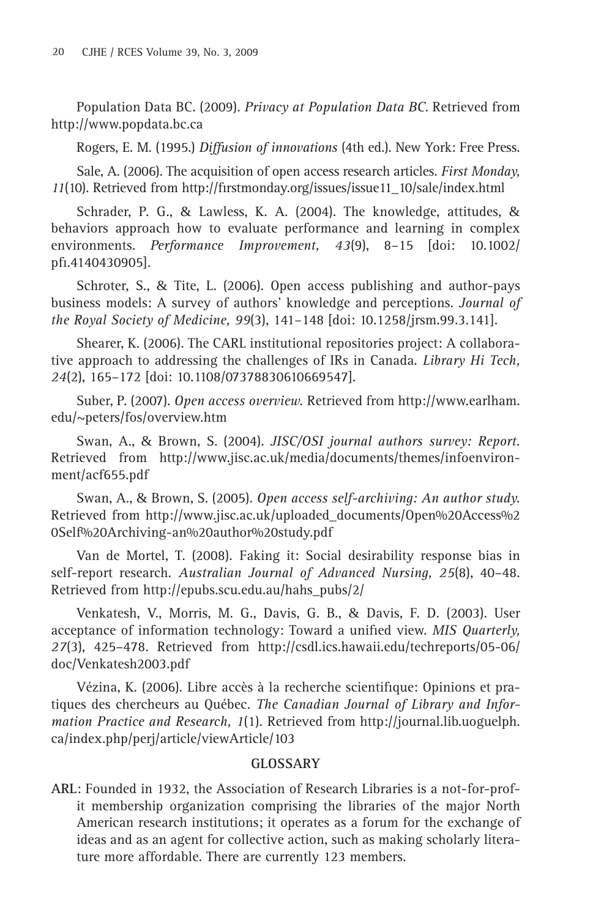Population Data BC. (2009). *Privacy at Population Data BC*. Retrieved from http://www.popdata.bc.ca

Rogers, E. M. (1995.) *Diffusion of innovations* (4th ed.). New York: Free Press.

Sale, A. (2006). The acquisition of open access research articles. *First Monday, 11*(10). Retrieved from http://firstmonday.org/issues/issue11_10/sale/index.html

Schrader, P. G., & Lawless, K. A. (2004). The knowledge, attitudes, & behaviors approach how to evaluate performance and learning in complex environments. *Performance Improvement, 43*(9), 8–15 [doi: 10.1002/pfi.4140430905].

Schroter, S., & Tite, L. (2006). Open access publishing and author-pays business models: A survey of authors' knowledge and perceptions. *Journal of the Royal Society of Medicine, 99*(3), 141–148 [doi: 10.1258/jrsm.99.3.141].

Shearer, K. (2006). The CARL institutional repositories project: A collaborative approach to addressing the challenges of IRs in Canada. *Library Hi Tech, 24*(2), 165–172 [doi: 10.1108/07378830610669547].

Suber, P. (2007). *Open access overview*. Retrieved from http://www.earlham.edu/~peters/fos/overview.htm

Swan, A., & Brown, S. (2004). *JISC/OSI journal authors survey: Report*. Retrieved from http://www.jisc.ac.uk/media/documents/themes/infoenvironment/acf655.pdf

Swan, A., & Brown, S. (2005). *Open access self-archiving: An author study*. Retrieved from http://www.jisc.ac.uk/uploaded_documents/Open%20Access%20Self%20Archiving-an%20author%20study.pdf

Van de Mortel, T. (2008). Faking it: Social desirability response bias in self-report research. *Australian Journal of Advanced Nursing, 25*(8), 40–48. Retrieved from http://epubs.scu.edu.au/hahs_pubs/2/

Venkatesh, V., Morris, M. G., Davis, G. B., & Davis, F. D. (2003). User acceptance of information technology: Toward a unified view. *MIS Quarterly, 27*(3), 425–478. Retrieved from http://csdl.ics.hawaii.edu/techreports/05-06/doc/Venkatesh2003.pdf

Vézina, K. (2006). Libre accès à la recherche scientifique: Opinions et pratiques des chercheurs au Québec. *The Canadian Journal of Library and Information Practice and Research, 1*(1). Retrieved from http://journal.lib.uoguelph.ca/index.php/perj/article/viewArticle/103

## GLOSSARY

**ARL**: Founded in 1932, the Association of Research Libraries is a not-for-profit membership organization comprising the libraries of the major North American research institutions; it operates as a forum for the exchange of ideas and as an agent for collective action, such as making scholarly literature more affordable. There are currently 123 members.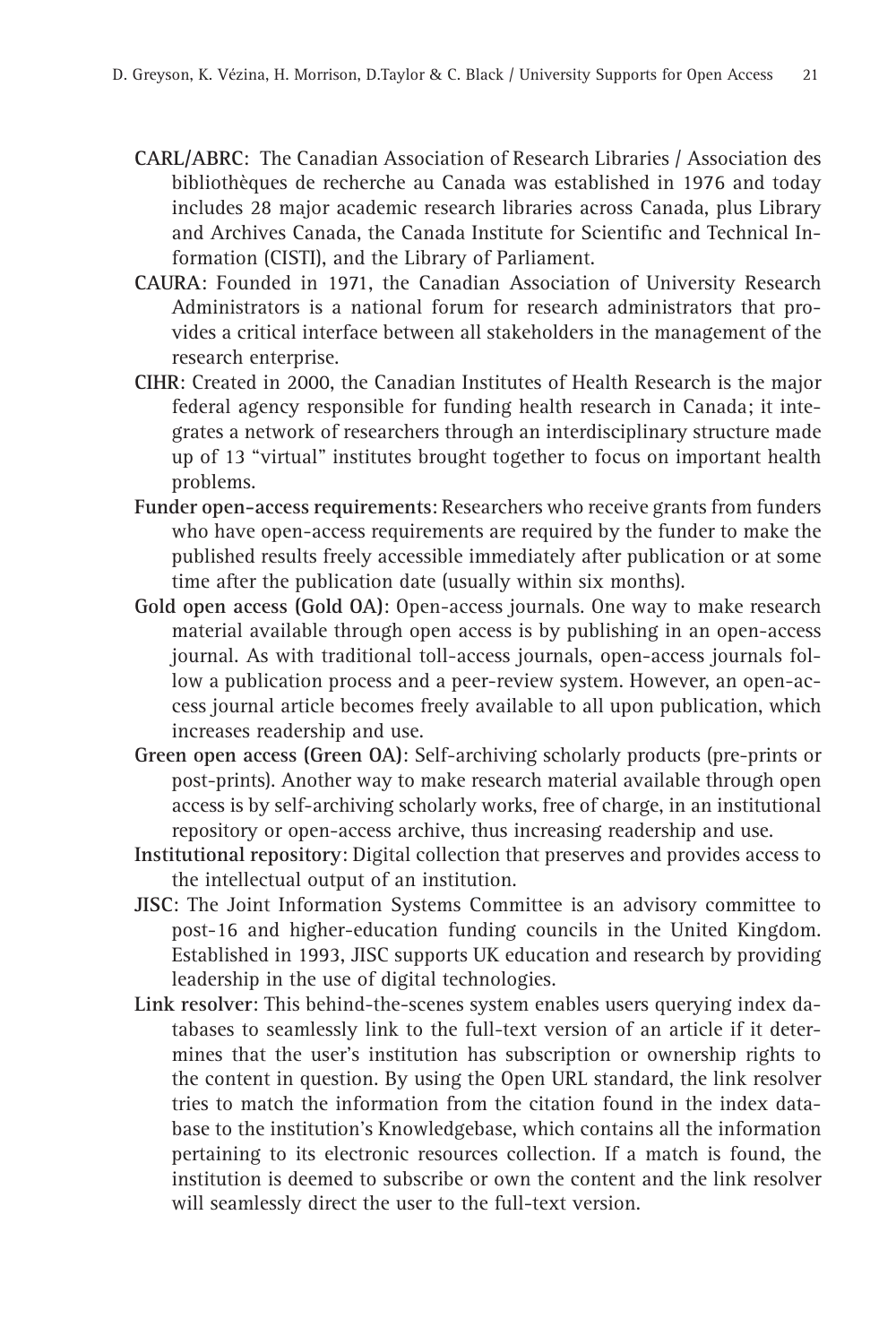**CARL/ABRC**: The Canadian Association of Research Libraries / Association des bibliothèques de recherche au Canada was established in 1976 and today includes 28 major academic research libraries across Canada, plus Library and Archives Canada, the Canada Institute for Scientific and Technical Information (CISTI), and the Library of Parliament.

**CAURA**: Founded in 1971, the Canadian Association of University Research Administrators is a national forum for research administrators that provides a critical interface between all stakeholders in the management of the research enterprise.

**CIHR**: Created in 2000, the Canadian Institutes of Health Research is the major federal agency responsible for funding health research in Canada; it integrates a network of researchers through an interdisciplinary structure made up of 13 "virtual" institutes brought together to focus on important health problems.

**Funder open-access requirements**: Researchers who receive grants from funders who have open-access requirements are required by the funder to make the published results freely accessible immediately after publication or at some time after the publication date (usually within six months).

**Gold open access (Gold OA)**: Open-access journals. One way to make research material available through open access is by publishing in an open-access journal. As with traditional toll-access journals, open-access journals follow a publication process and a peer-review system. However, an open-access journal article becomes freely available to all upon publication, which increases readership and use.

**Green open access (Green OA)**: Self-archiving scholarly products (pre-prints or post-prints). Another way to make research material available through open access is by self-archiving scholarly works, free of charge, in an institutional repository or open-access archive, thus increasing readership and use.

**Institutional repository**: Digital collection that preserves and provides access to the intellectual output of an institution.

**JISC**: The Joint Information Systems Committee is an advisory committee to post-16 and higher-education funding councils in the United Kingdom. Established in 1993, JISC supports UK education and research by providing leadership in the use of digital technologies.

**Link resolver**: This behind-the-scenes system enables users querying index databases to seamlessly link to the full-text version of an article if it determines that the user's institution has subscription or ownership rights to the content in question. By using the Open URL standard, the link resolver tries to match the information from the citation found in the index database to the institution's Knowledgebase, which contains all the information pertaining to its electronic resources collection. If a match is found, the institution is deemed to subscribe or own the content and the link resolver will seamlessly direct the user to the full-text version.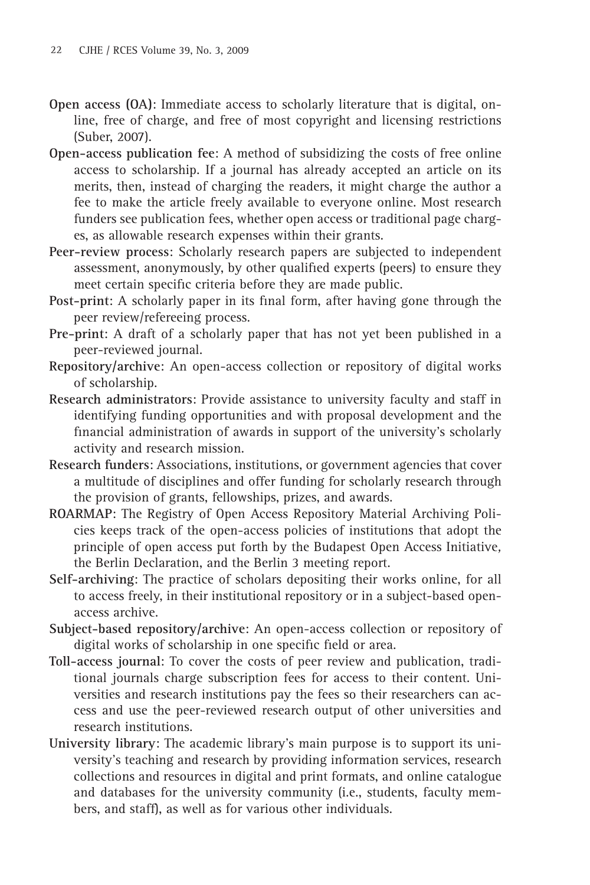**Open access (OA)**: Immediate access to scholarly literature that is digital, online, free of charge, and free of most copyright and licensing restrictions (Suber, 2007).

**Open-access publication fee**: A method of subsidizing the costs of free online access to scholarship. If a journal has already accepted an article on its merits, then, instead of charging the readers, it might charge the author a fee to make the article freely available to everyone online. Most research funders see publication fees, whether open access or traditional page charges, as allowable research expenses within their grants.

**Peer-review process**: Scholarly research papers are subjected to independent assessment, anonymously, by other qualified experts (peers) to ensure they meet certain specific criteria before they are made public.

**Post-print**: A scholarly paper in its final form, after having gone through the peer review/refereeing process.

**Pre-print**: A draft of a scholarly paper that has not yet been published in a peer-reviewed journal.

**Repository/archive**: An open-access collection or repository of digital works of scholarship.

**Research administrators**: Provide assistance to university faculty and staff in identifying funding opportunities and with proposal development and the financial administration of awards in support of the university's scholarly activity and research mission.

**Research funders**: Associations, institutions, or government agencies that cover a multitude of disciplines and offer funding for scholarly research through the provision of grants, fellowships, prizes, and awards.

**ROARMAP**: The Registry of Open Access Repository Material Archiving Policies keeps track of the open-access policies of institutions that adopt the principle of open access put forth by the Budapest Open Access Initiative, the Berlin Declaration, and the Berlin 3 meeting report.

**Self-archiving**: The practice of scholars depositing their works online, for all to access freely, in their institutional repository or in a subject-based open-access archive.

**Subject-based repository/archive**: An open-access collection or repository of digital works of scholarship in one specific field or area.

**Toll-access journal**: To cover the costs of peer review and publication, traditional journals charge subscription fees for access to their content. Universities and research institutions pay the fees so their researchers can access and use the peer-reviewed research output of other universities and research institutions.

**University library**: The academic library's main purpose is to support its university's teaching and research by providing information services, research collections and resources in digital and print formats, and online catalogue and databases for the university community (i.e., students, faculty members, and staff), as well as for various other individuals.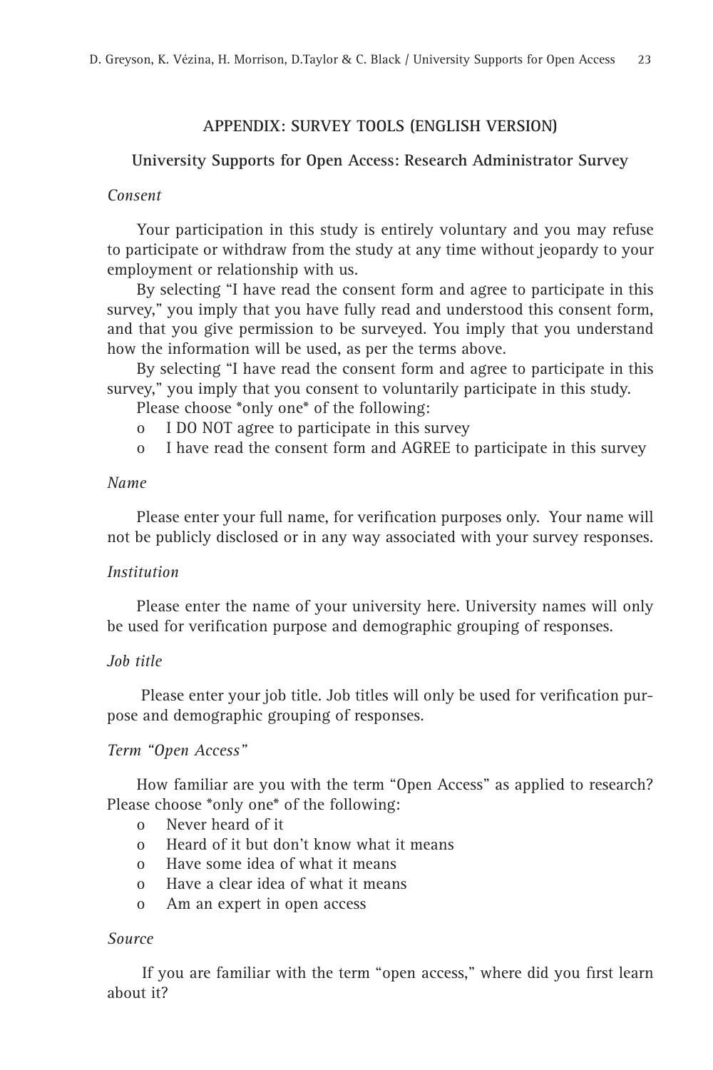## APPENDIX: SURVEY TOOLS (ENGLISH VERSION)

### University Supports for Open Access: Research Administrator Survey

*Consent*

Your participation in this study is entirely voluntary and you may refuse to participate or withdraw from the study at any time without jeopardy to your employment or relationship with us.

By selecting "I have read the consent form and agree to participate in this survey," you imply that you have fully read and understood this consent form, and that you give permission to be surveyed. You imply that you understand how the information will be used, as per the terms above.

By selecting "I have read the consent form and agree to participate in this survey," you imply that you consent to voluntarily participate in this study.

Please choose *only one* of the following:

- o I DO NOT agree to participate in this survey
- o I have read the consent form and AGREE to participate in this survey

*Name*

Please enter your full name, for verification purposes only. Your name will not be publicly disclosed or in any way associated with your survey responses.

*Institution*

Please enter the name of your university here. University names will only be used for verification purpose and demographic grouping of responses.

*Job title*

Please enter your job title. Job titles will only be used for verification purpose and demographic grouping of responses.

*Term "Open Access"*

How familiar are you with the term "Open Access" as applied to research? Please choose *only one* of the following:

- o Never heard of it
- o Heard of it but don't know what it means
- o Have some idea of what it means
- o Have a clear idea of what it means
- o Am an expert in open access

*Source*

If you are familiar with the term "open access," where did you first learn about it?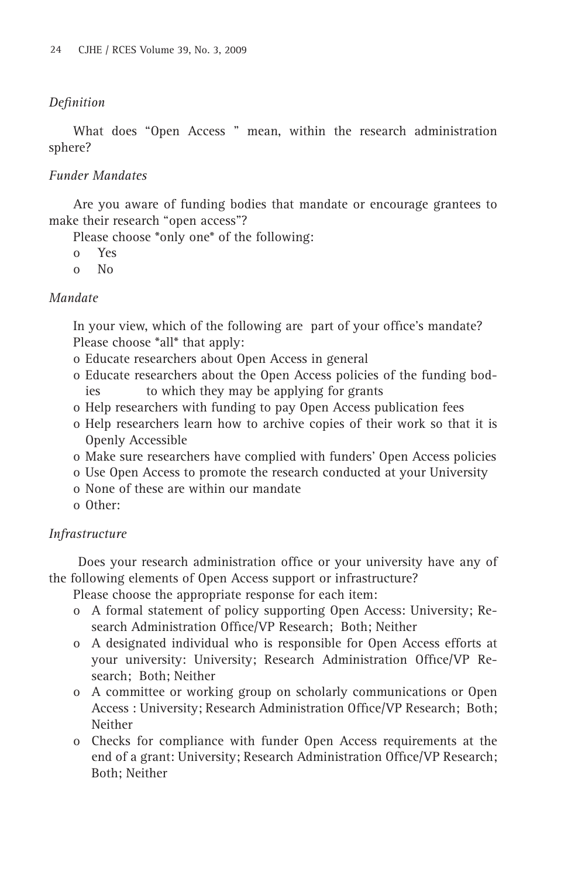*Definition*

What does "Open Access " mean, within the research administration sphere?

*Funder Mandates*

Are you aware of funding bodies that mandate or encourage grantees to make their research "open access"?

Please choose *only one* of the following:

- o Yes
- o No

*Mandate*

In your view, which of the following are part of your office's mandate?

Please choose *all* that apply:

- o Educate researchers about Open Access in general
- o Educate researchers about the Open Access policies of the funding bodies to which they may be applying for grants
- o Help researchers with funding to pay Open Access publication fees
- o Help researchers learn how to archive copies of their work so that it is Openly Accessible
- o Make sure researchers have complied with funders' Open Access policies
- o Use Open Access to promote the research conducted at your University
- o None of these are within our mandate
- o Other:

*Infrastructure*

Does your research administration office or your university have any of the following elements of Open Access support or infrastructure?

Please choose the appropriate response for each item:

- o A formal statement of policy supporting Open Access: University; Research Administration Office/VP Research; Both; Neither
- o A designated individual who is responsible for Open Access efforts at your university: University; Research Administration Office/VP Research; Both; Neither
- o A committee or working group on scholarly communications or Open Access : University; Research Administration Office/VP Research; Both; Neither
- o Checks for compliance with funder Open Access requirements at the end of a grant: University; Research Administration Office/VP Research; Both; Neither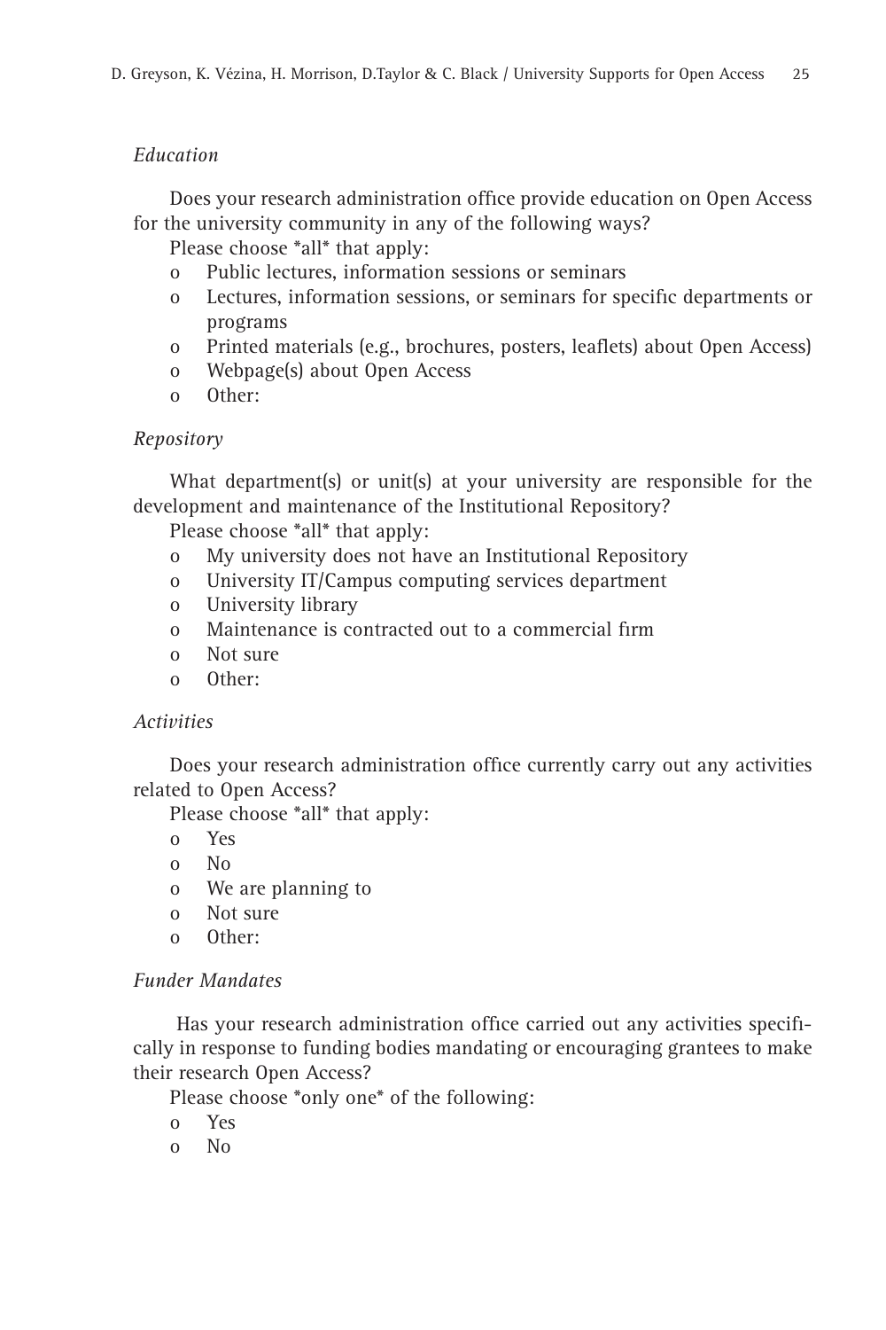*Education*

Does your research administration office provide education on Open Access for the university community in any of the following ways?

Please choose *all* that apply:

- o Public lectures, information sessions or seminars
- o Lectures, information sessions, or seminars for specific departments or programs
- o Printed materials (e.g., brochures, posters, leaflets) about Open Access)
- o Webpage(s) about Open Access
- o Other:

*Repository*

What department(s) or unit(s) at your university are responsible for the development and maintenance of the Institutional Repository?

Please choose *all* that apply:

- o My university does not have an Institutional Repository
- o University IT/Campus computing services department
- o University library
- o Maintenance is contracted out to a commercial firm
- o Not sure
- o Other:

*Activities*

Does your research administration office currently carry out any activities related to Open Access?

Please choose *all* that apply:

- o Yes
- o No
- o We are planning to
- o Not sure
- o Other:

*Funder Mandates*

Has your research administration office carried out any activities specifically in response to funding bodies mandating or encouraging grantees to make their research Open Access?

Please choose *only one* of the following:

- o Yes
- o No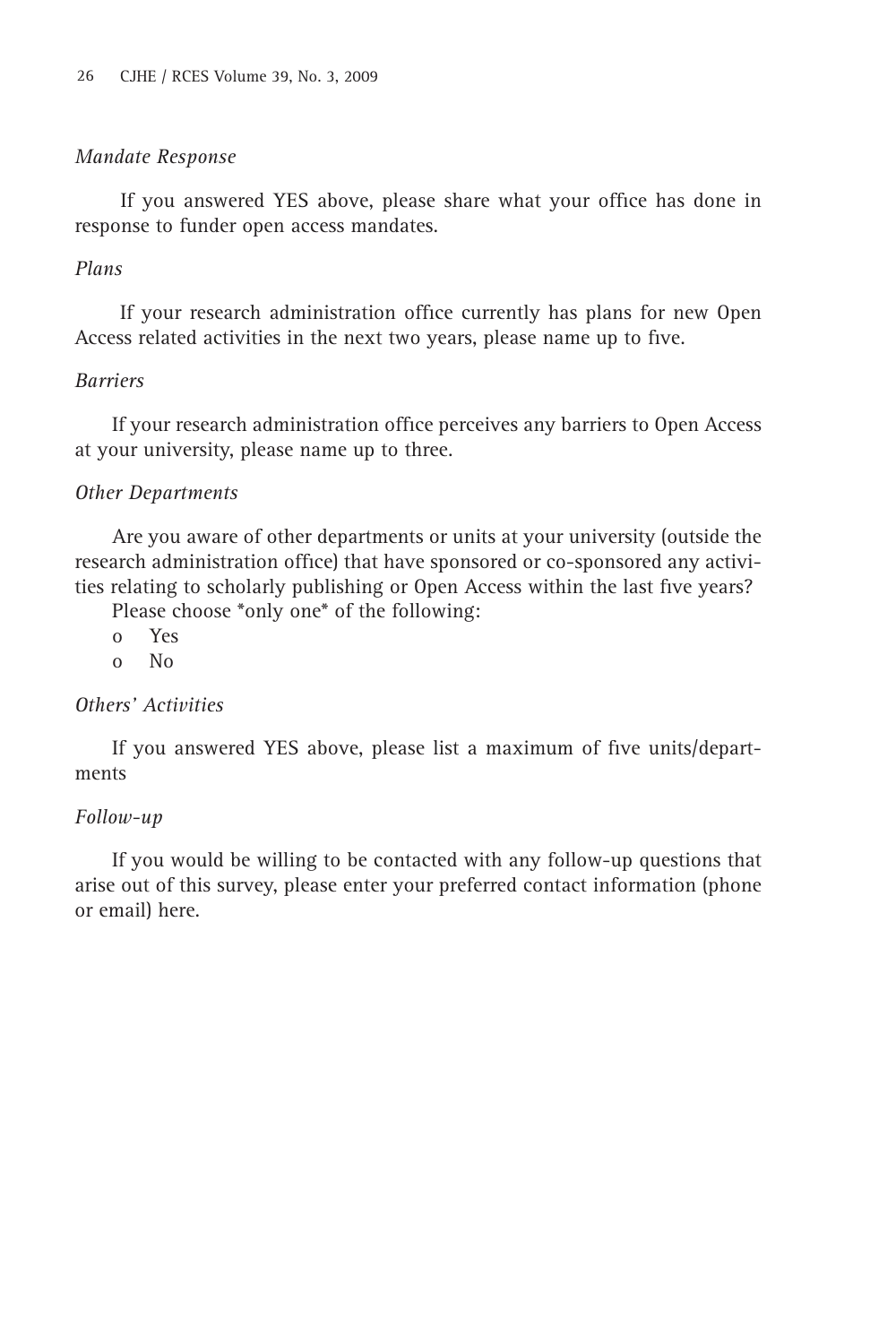*Mandate Response*

If you answered YES above, please share what your office has done in response to funder open access mandates.

*Plans*

If your research administration office currently has plans for new Open Access related activities in the next two years, please name up to five.

*Barriers*

If your research administration office perceives any barriers to Open Access at your university, please name up to three.

*Other Departments*

Are you aware of other departments or units at your university (outside the research administration office) that have sponsored or co-sponsored any activities relating to scholarly publishing or Open Access within the last five years?

Please choose *only one* of the following:

- o Yes
- o No

*Others' Activities*

If you answered YES above, please list a maximum of five units/departments

*Follow-up*

If you would be willing to be contacted with any follow-up questions that arise out of this survey, please enter your preferred contact information (phone or email) here.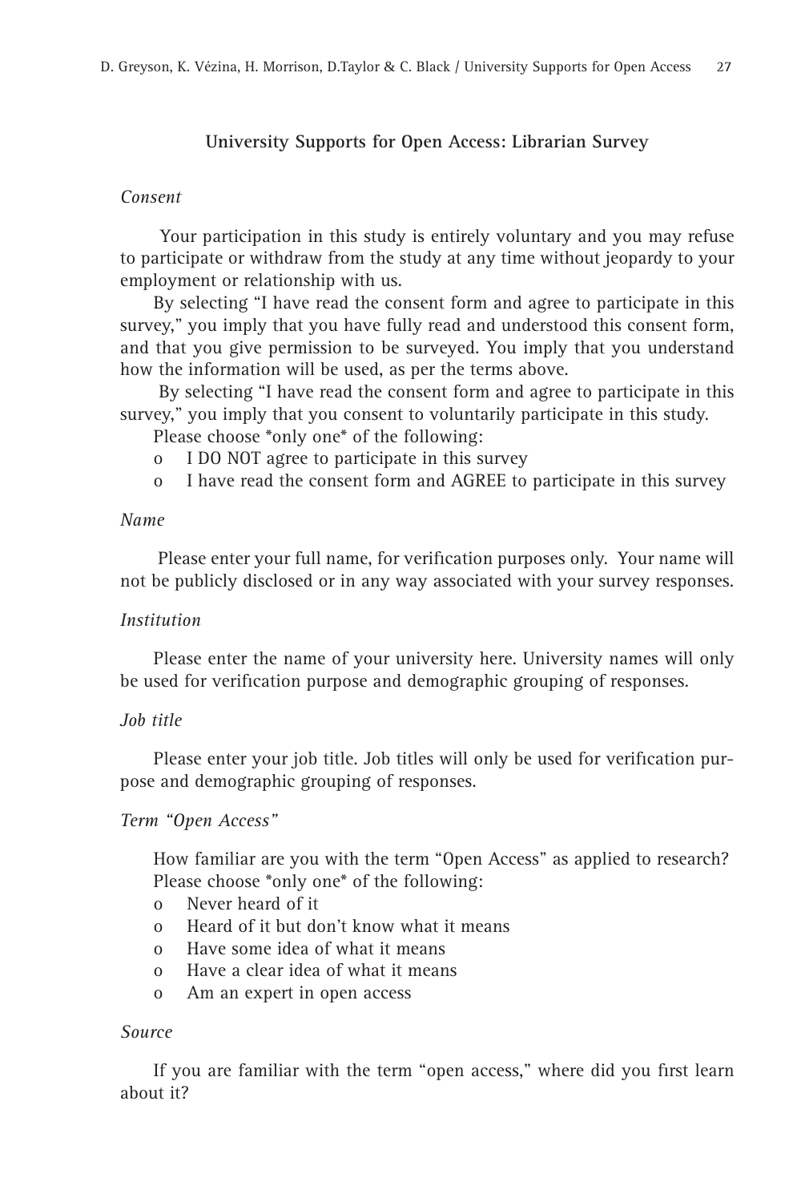**University Supports for Open Access: Librarian Survey**

*Consent*

Your participation in this study is entirely voluntary and you may refuse to participate or withdraw from the study at any time without jeopardy to your employment or relationship with us.

By selecting "I have read the consent form and agree to participate in this survey," you imply that you have fully read and understood this consent form, and that you give permission to be surveyed. You imply that you understand how the information will be used, as per the terms above.

By selecting "I have read the consent form and agree to participate in this survey," you imply that you consent to voluntarily participate in this study.

Please choose *only one* of the following:

- o I DO NOT agree to participate in this survey
- o I have read the consent form and AGREE to participate in this survey

*Name*

Please enter your full name, for verification purposes only. Your name will not be publicly disclosed or in any way associated with your survey responses.

*Institution*

Please enter the name of your university here. University names will only be used for verification purpose and demographic grouping of responses.

*Job title*

Please enter your job title. Job titles will only be used for verification purpose and demographic grouping of responses.

*Term "Open Access"*

How familiar are you with the term "Open Access" as applied to research? Please choose *only one* of the following:

- o Never heard of it
- o Heard of it but don't know what it means
- o Have some idea of what it means
- o Have a clear idea of what it means
- o Am an expert in open access

*Source*

If you are familiar with the term "open access," where did you first learn about it?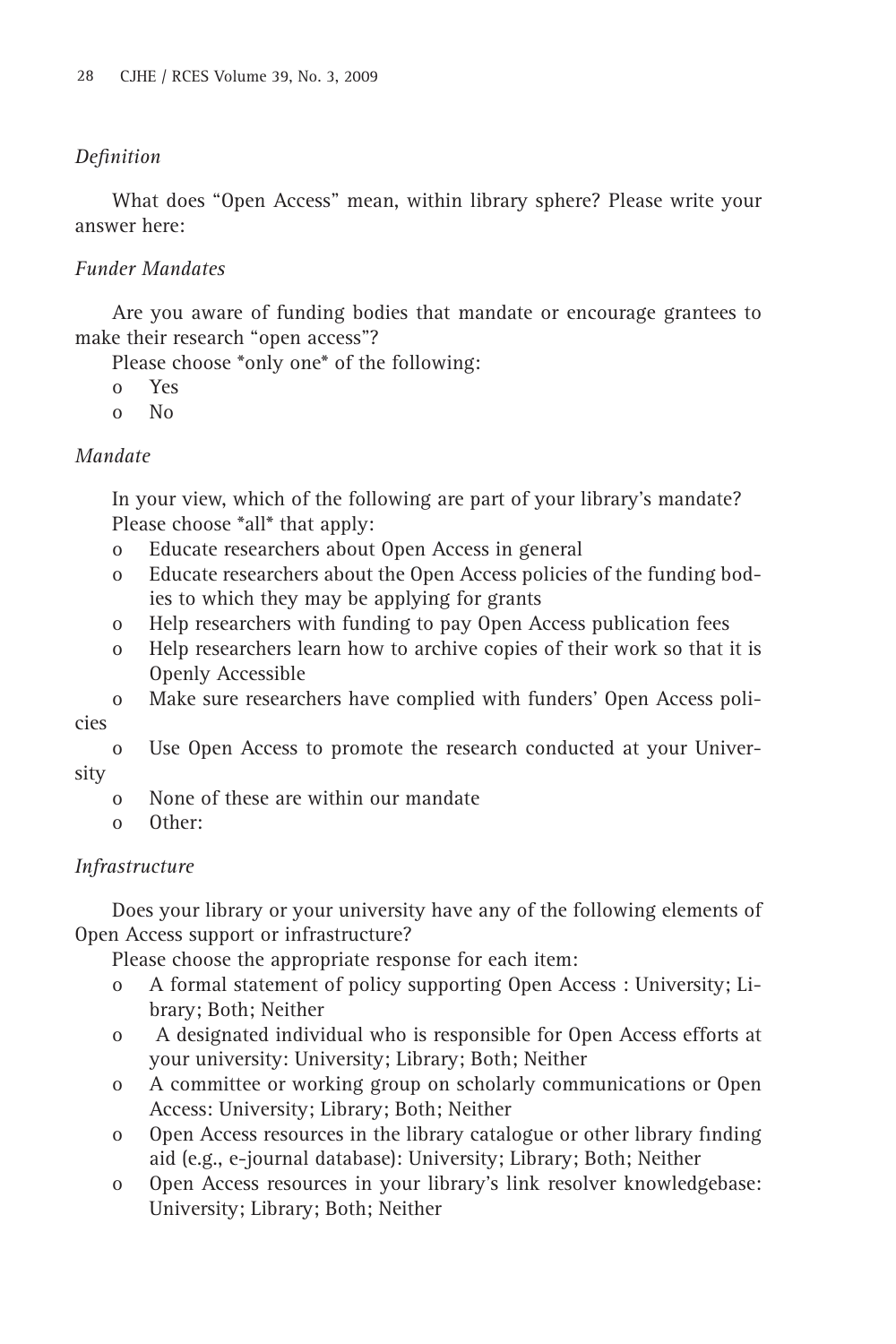*Definition*

What does "Open Access" mean, within library sphere? Please write your answer here:

*Funder Mandates*

Are you aware of funding bodies that mandate or encourage grantees to make their research "open access"?

Please choose *only one* of the following:

- o Yes
- o No

*Mandate*

In your view, which of the following are part of your library's mandate?

Please choose *all* that apply:

- o Educate researchers about Open Access in general
- o Educate researchers about the Open Access policies of the funding bodies to which they may be applying for grants
- o Help researchers with funding to pay Open Access publication fees
- o Help researchers learn how to archive copies of their work so that it is Openly Accessible
- o Make sure researchers have complied with funders' Open Access policies
- o Use Open Access to promote the research conducted at your University
- o None of these are within our mandate
- o Other:

*Infrastructure*

Does your library or your university have any of the following elements of Open Access support or infrastructure?

Please choose the appropriate response for each item:

- o A formal statement of policy supporting Open Access : University; Library; Both; Neither
- o A designated individual who is responsible for Open Access efforts at your university: University; Library; Both; Neither
- o A committee or working group on scholarly communications or Open Access: University; Library; Both; Neither
- o Open Access resources in the library catalogue or other library finding aid (e.g., e-journal database): University; Library; Both; Neither
- o Open Access resources in your library's link resolver knowledgebase: University; Library; Both; Neither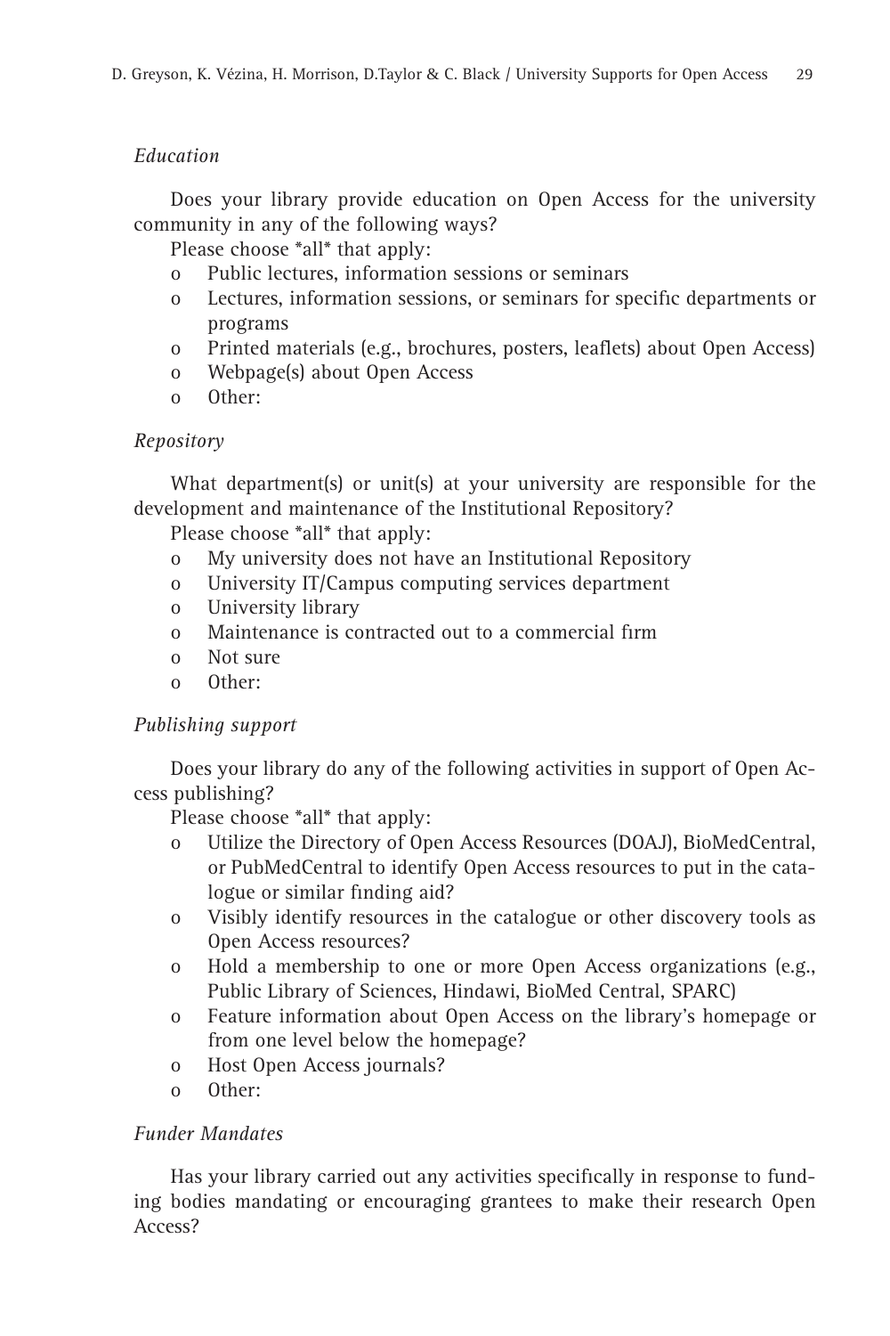*Education*

Does your library provide education on Open Access for the university community in any of the following ways?

Please choose *all* that apply:

- o Public lectures, information sessions or seminars
- o Lectures, information sessions, or seminars for specific departments or programs
- o Printed materials (e.g., brochures, posters, leaflets) about Open Access)
- o Webpage(s) about Open Access
- o Other:

*Repository*

What department(s) or unit(s) at your university are responsible for the development and maintenance of the Institutional Repository?

Please choose *all* that apply:

- o My university does not have an Institutional Repository
- o University IT/Campus computing services department
- o University library
- o Maintenance is contracted out to a commercial firm
- o Not sure
- o Other:

*Publishing support*

Does your library do any of the following activities in support of Open Access publishing?

Please choose *all* that apply:

- o Utilize the Directory of Open Access Resources (DOAJ), BioMedCentral, or PubMedCentral to identify Open Access resources to put in the catalogue or similar finding aid?
- o Visibly identify resources in the catalogue or other discovery tools as Open Access resources?
- o Hold a membership to one or more Open Access organizations (e.g., Public Library of Sciences, Hindawi, BioMed Central, SPARC)
- o Feature information about Open Access on the library's homepage or from one level below the homepage?
- o Host Open Access journals?
- o Other:

*Funder Mandates*

Has your library carried out any activities specifically in response to funding bodies mandating or encouraging grantees to make their research Open Access?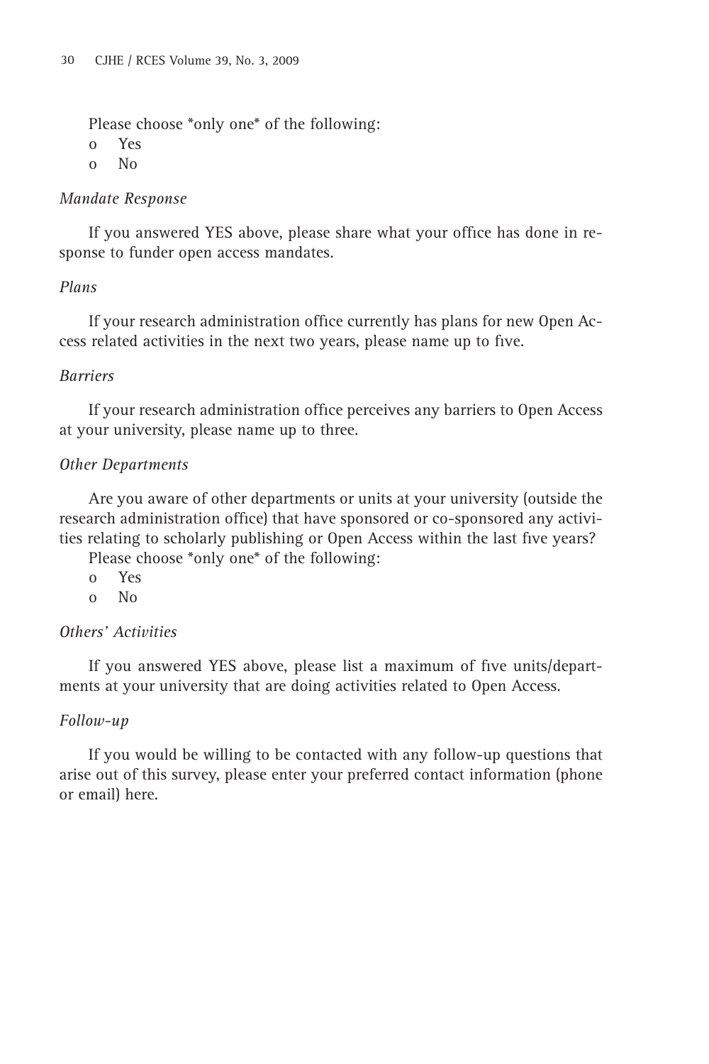Please choose *only one* of the following:

- o Yes
- o No

*Mandate Response*

If you answered YES above, please share what your office has done in response to funder open access mandates.

*Plans*

If your research administration office currently has plans for new Open Access related activities in the next two years, please name up to five.

*Barriers*

If your research administration office perceives any barriers to Open Access at your university, please name up to three.

*Other Departments*

Are you aware of other departments or units at your university (outside the research administration office) that have sponsored or co-sponsored any activities relating to scholarly publishing or Open Access within the last five years?

Please choose *only one* of the following:

- o Yes
- o No

*Others' Activities*

If you answered YES above, please list a maximum of five units/departments at your university that are doing activities related to Open Access.

*Follow-up*

If you would be willing to be contacted with any follow-up questions that arise out of this survey, please enter your preferred contact information (phone or email) here.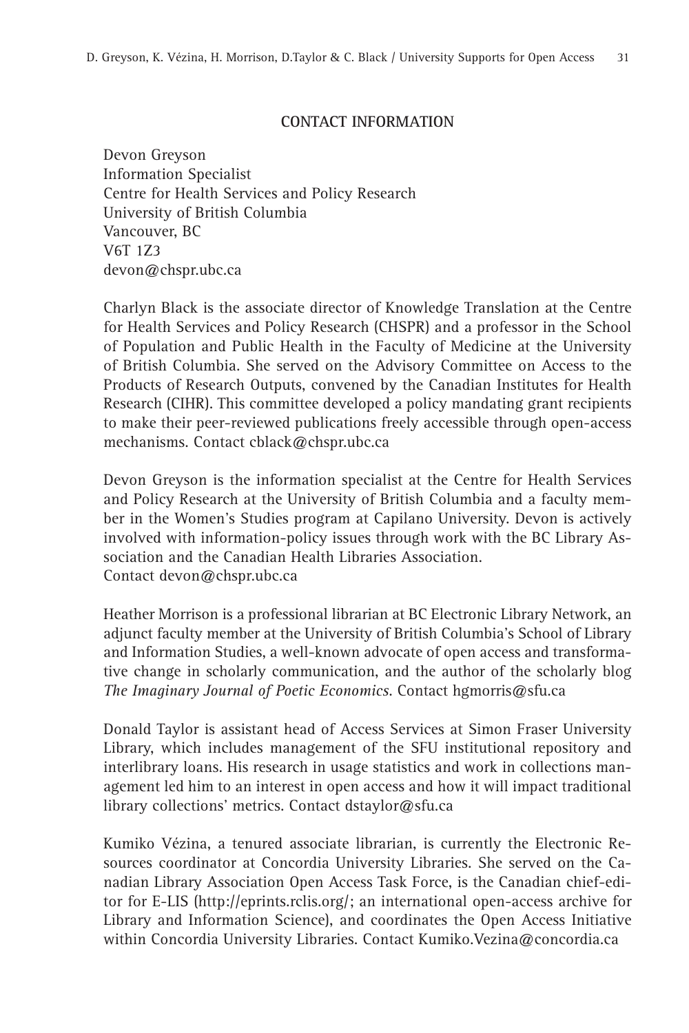## CONTACT INFORMATION

Devon Greyson
Information Specialist
Centre for Health Services and Policy Research
University of British Columbia
Vancouver, BC
V6T 1Z3
devon@chspr.ubc.ca

Charlyn Black is the associate director of Knowledge Translation at the Centre for Health Services and Policy Research (CHSPR) and a professor in the School of Population and Public Health in the Faculty of Medicine at the University of British Columbia. She served on the Advisory Committee on Access to the Products of Research Outputs, convened by the Canadian Institutes for Health Research (CIHR). This committee developed a policy mandating grant recipients to make their peer-reviewed publications freely accessible through open-access mechanisms. Contact cblack@chspr.ubc.ca

Devon Greyson is the information specialist at the Centre for Health Services and Policy Research at the University of British Columbia and a faculty member in the Women's Studies program at Capilano University. Devon is actively involved with information-policy issues through work with the BC Library Association and the Canadian Health Libraries Association.
Contact devon@chspr.ubc.ca

Heather Morrison is a professional librarian at BC Electronic Library Network, an adjunct faculty member at the University of British Columbia's School of Library and Information Studies, a well-known advocate of open access and transformative change in scholarly communication, and the author of the scholarly blog *The Imaginary Journal of Poetic Economics*. Contact hgmorris@sfu.ca

Donald Taylor is assistant head of Access Services at Simon Fraser University Library, which includes management of the SFU institutional repository and interlibrary loans. His research in usage statistics and work in collections management led him to an interest in open access and how it will impact traditional library collections' metrics. Contact dstaylor@sfu.ca

Kumiko Vézina, a tenured associate librarian, is currently the Electronic Resources coordinator at Concordia University Libraries. She served on the Canadian Library Association Open Access Task Force, is the Canadian chief-editor for E-LIS (http://eprints.rclis.org/; an international open-access archive for Library and Information Science), and coordinates the Open Access Initiative within Concordia University Libraries. Contact Kumiko.Vezina@concordia.ca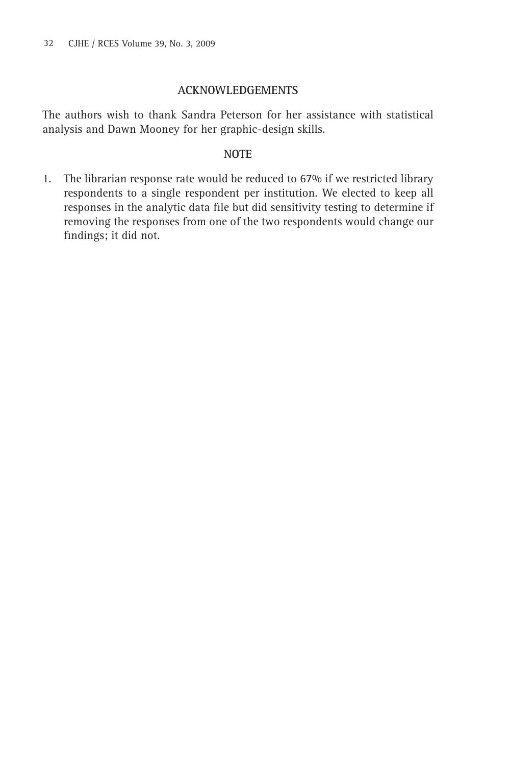## ACKNOWLEDGEMENTS

The authors wish to thank Sandra Peterson for her assistance with statistical analysis and Dawn Mooney for her graphic-design skills.

## NOTE

1. The librarian response rate would be reduced to 67% if we restricted library respondents to a single respondent per institution. We elected to keep all responses in the analytic data file but did sensitivity testing to determine if removing the responses from one of the two respondents would change our findings; it did not.